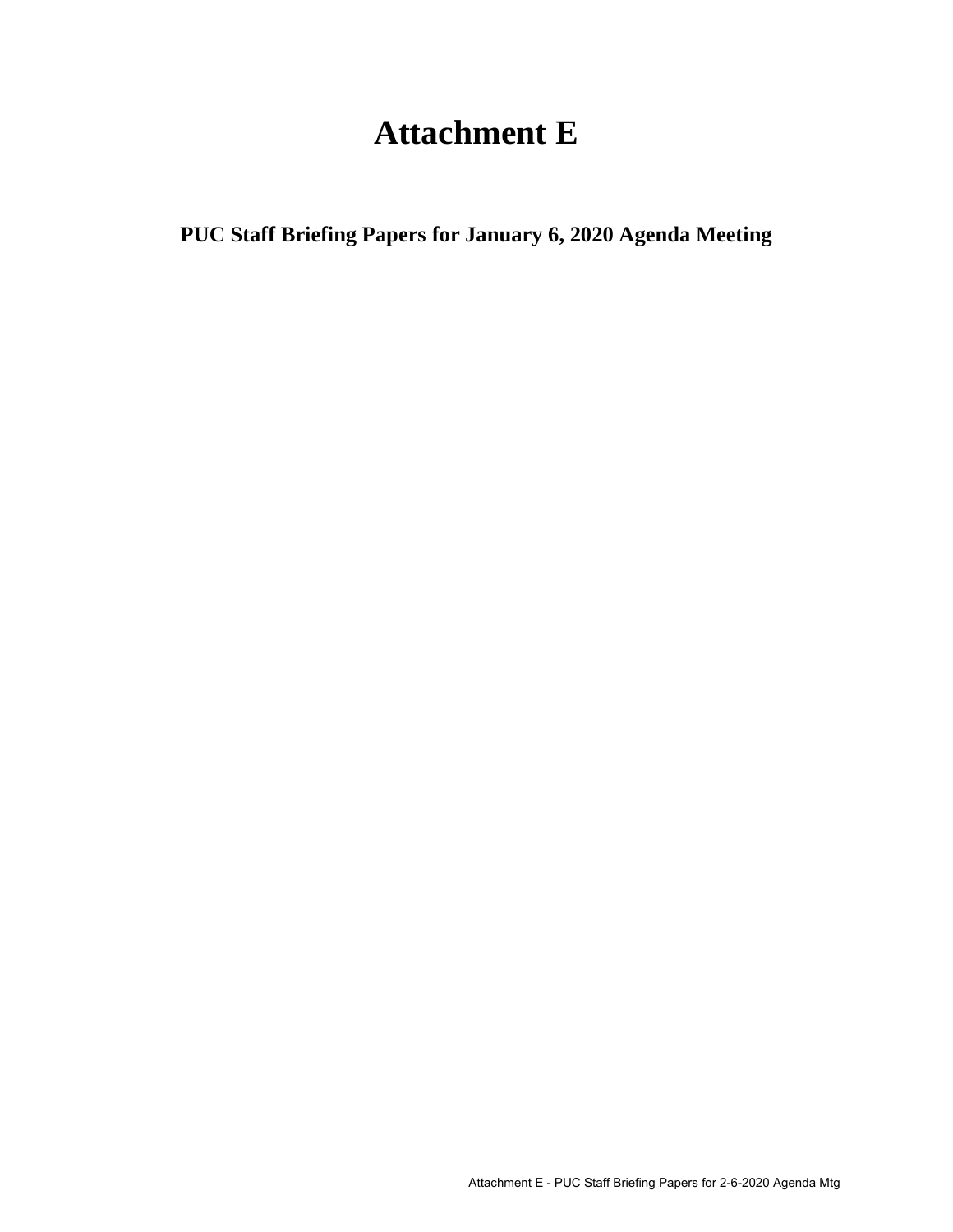# Attachment E

**PUC Staff Briefing Papers for January 6, 2020 Agenda Meeting**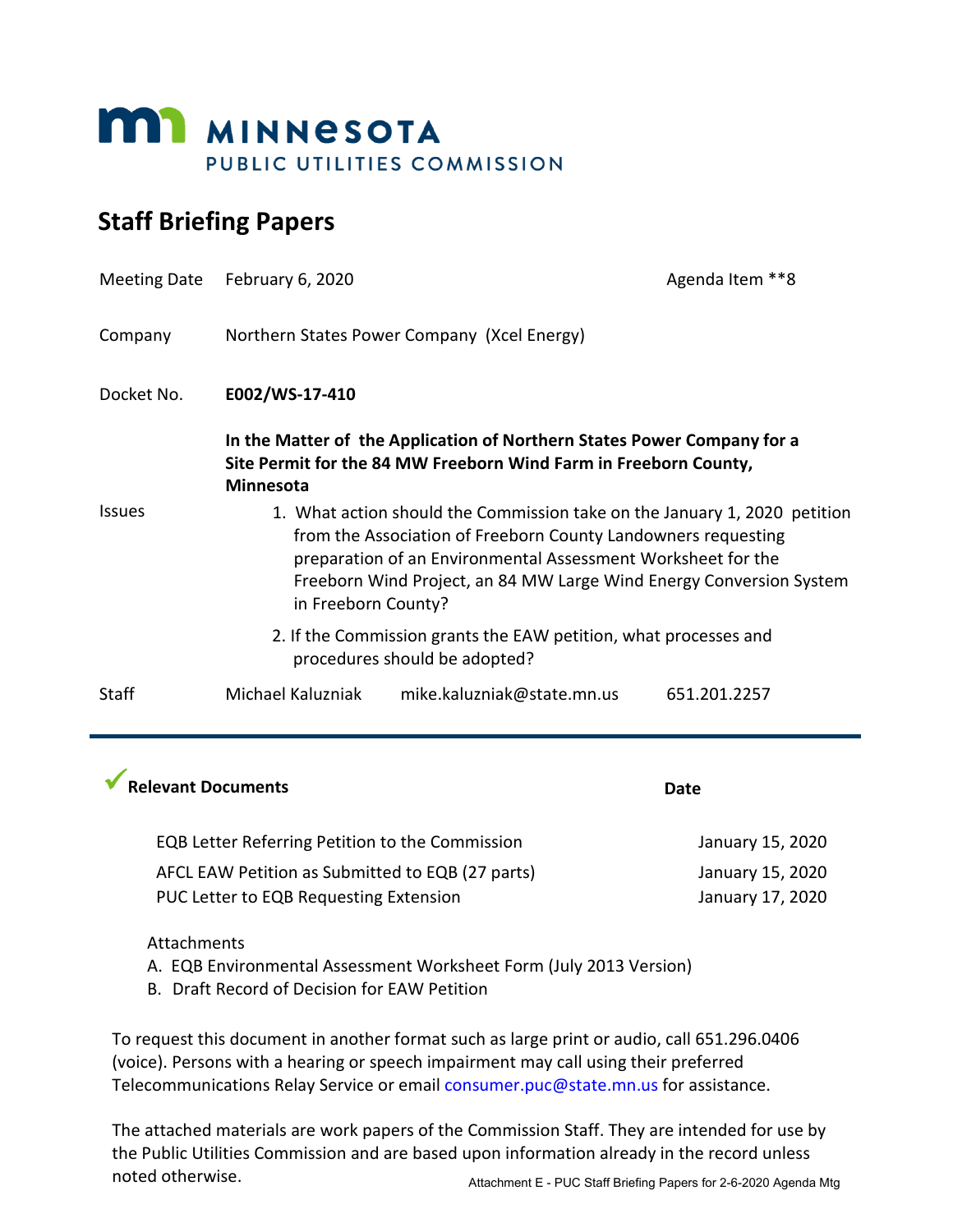# MINNESOTA
PUBLIC UTILITIES COMMISSION

## Staff Briefing Papers

| | | | |
|---|---|---|---|
| Meeting Date | February 6, 2020 | | Agenda Item **8 |
| Company | Northern States Power Company (Xcel Energy) | | |
| Docket No. | **E002/WS-17-410** | | |
| | **In the Matter of the Application of Northern States Power Company for a Site Permit for the 84 MW Freeborn Wind Farm in Freeborn County, Minnesota** | | |
| Issues | 1. What action should the Commission take on the January 1, 2020 petition from the Association of Freeborn County Landowners requesting preparation of an Environmental Assessment Worksheet for the Freeborn Wind Project, an 84 MW Large Wind Energy Conversion System in Freeborn County?<br>2. If the Commission grants the EAW petition, what processes and procedures should be adopted? | | |
| Staff | Michael Kaluzniak | mike.kaluzniak@state.mn.us | 651.201.2257 |

### ✓ Relevant Documents

| Relevant Documents | Date |
|---|---|
| EQB Letter Referring Petition to the Commission | January 15, 2020 |
| AFCL EAW Petition as Submitted to EQB (27 parts) | January 15, 2020 |
| PUC Letter to EQB Requesting Extension | January 17, 2020 |

Attachments

A. EQB Environmental Assessment Worksheet Form (July 2013 Version)

B. Draft Record of Decision for EAW Petition

To request this document in another format such as large print or audio, call 651.296.0406 (voice). Persons with a hearing or speech impairment may call using their preferred Telecommunications Relay Service or email consumer.puc@state.mn.us for assistance.

The attached materials are work papers of the Commission Staff. They are intended for use by the Public Utilities Commission and are based upon information already in the record unless noted otherwise.

Attachment E - PUC Staff Briefing Papers for 2-6-2020 Agenda Mtg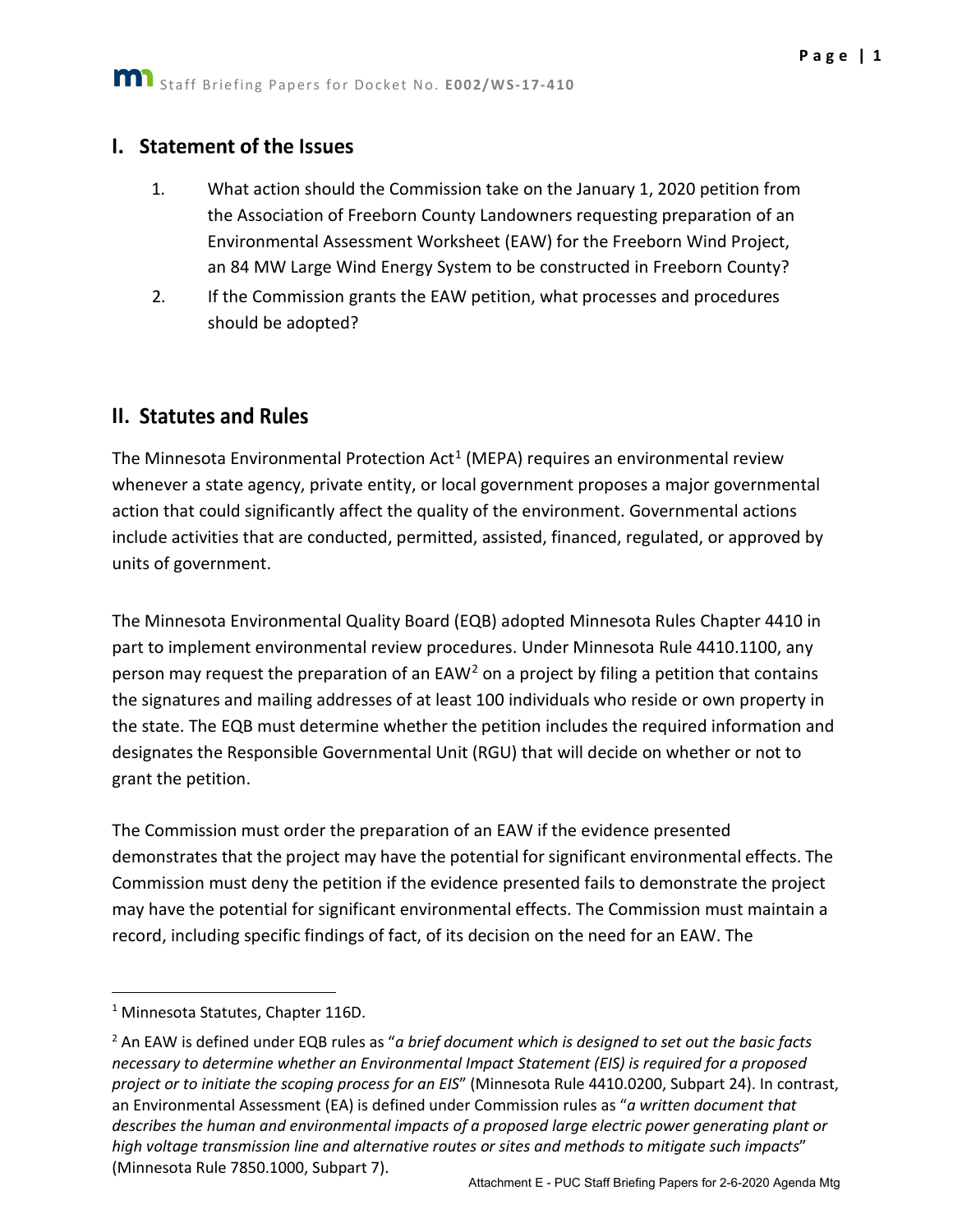## I. Statement of the Issues

1. What action should the Commission take on the January 1, 2020 petition from the Association of Freeborn County Landowners requesting preparation of an Environmental Assessment Worksheet (EAW) for the Freeborn Wind Project, an 84 MW Large Wind Energy System to be constructed in Freeborn County?
2. If the Commission grants the EAW petition, what processes and procedures should be adopted?

## II. Statutes and Rules

The Minnesota Environmental Protection Act[1] (MEPA) requires an environmental review whenever a state agency, private entity, or local government proposes a major governmental action that could significantly affect the quality of the environment. Governmental actions include activities that are conducted, permitted, assisted, financed, regulated, or approved by units of government.

The Minnesota Environmental Quality Board (EQB) adopted Minnesota Rules Chapter 4410 in part to implement environmental review procedures. Under Minnesota Rule 4410.1100, any person may request the preparation of an EAW[2] on a project by filing a petition that contains the signatures and mailing addresses of at least 100 individuals who reside or own property in the state. The EQB must determine whether the petition includes the required information and designates the Responsible Governmental Unit (RGU) that will decide on whether or not to grant the petition.

The Commission must order the preparation of an EAW if the evidence presented demonstrates that the project may have the potential for significant environmental effects. The Commission must deny the petition if the evidence presented fails to demonstrate the project may have the potential for significant environmental effects. The Commission must maintain a record, including specific findings of fact, of its decision on the need for an EAW. The

---

[1] Minnesota Statutes, Chapter 116D.

[2] An EAW is defined under EQB rules as "*a brief document which is designed to set out the basic facts necessary to determine whether an Environmental Impact Statement (EIS) is required for a proposed project or to initiate the scoping process for an EIS*" (Minnesota Rule 4410.0200, Subpart 24). In contrast, an Environmental Assessment (EA) is defined under Commission rules as "*a written document that describes the human and environmental impacts of a proposed large electric power generating plant or high voltage transmission line and alternative routes or sites and methods to mitigate such impacts*" (Minnesota Rule 7850.1000, Subpart 7).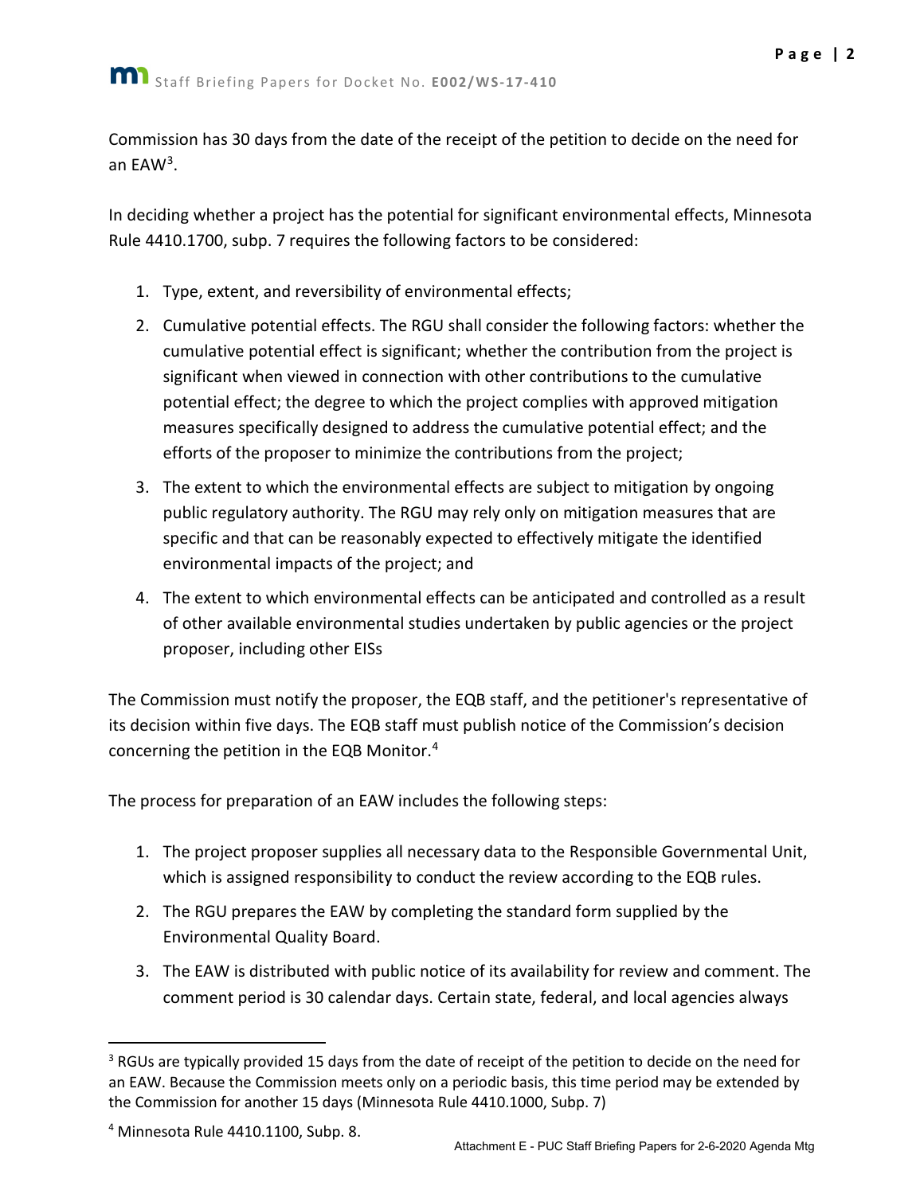Commission has 30 days from the date of the receipt of the petition to decide on the need for an EAW[3].

In deciding whether a project has the potential for significant environmental effects, Minnesota Rule 4410.1700, subp. 7 requires the following factors to be considered:

1. Type, extent, and reversibility of environmental effects;
2. Cumulative potential effects. The RGU shall consider the following factors: whether the cumulative potential effect is significant; whether the contribution from the project is significant when viewed in connection with other contributions to the cumulative potential effect; the degree to which the project complies with approved mitigation measures specifically designed to address the cumulative potential effect; and the efforts of the proposer to minimize the contributions from the project;
3. The extent to which the environmental effects are subject to mitigation by ongoing public regulatory authority. The RGU may rely only on mitigation measures that are specific and that can be reasonably expected to effectively mitigate the identified environmental impacts of the project; and
4. The extent to which environmental effects can be anticipated and controlled as a result of other available environmental studies undertaken by public agencies or the project proposer, including other EISs

The Commission must notify the proposer, the EQB staff, and the petitioner's representative of its decision within five days. The EQB staff must publish notice of the Commission's decision concerning the petition in the EQB Monitor.[4]

The process for preparation of an EAW includes the following steps:

1. The project proposer supplies all necessary data to the Responsible Governmental Unit, which is assigned responsibility to conduct the review according to the EQB rules.
2. The RGU prepares the EAW by completing the standard form supplied by the Environmental Quality Board.
3. The EAW is distributed with public notice of its availability for review and comment. The comment period is 30 calendar days. Certain state, federal, and local agencies always

---

[3] RGUs are typically provided 15 days from the date of receipt of the petition to decide on the need for an EAW. Because the Commission meets only on a periodic basis, this time period may be extended by the Commission for another 15 days (Minnesota Rule 4410.1000, Subp. 7)

[4] Minnesota Rule 4410.1100, Subp. 8.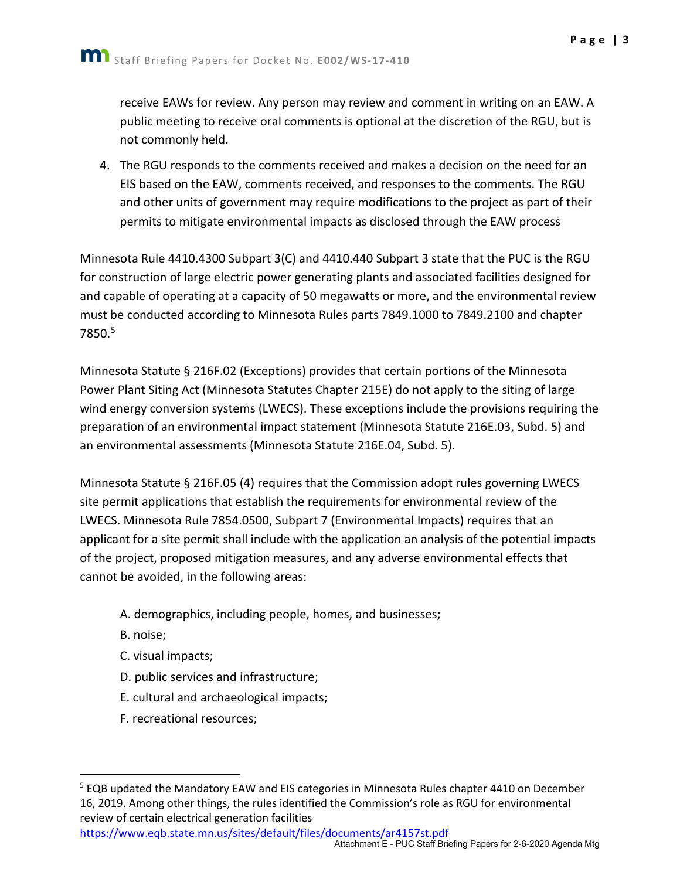receive EAWs for review. Any person may review and comment in writing on an EAW. A public meeting to receive oral comments is optional at the discretion of the RGU, but is not commonly held.

4. The RGU responds to the comments received and makes a decision on the need for an EIS based on the EAW, comments received, and responses to the comments. The RGU and other units of government may require modifications to the project as part of their permits to mitigate environmental impacts as disclosed through the EAW process

Minnesota Rule 4410.4300 Subpart 3(C) and 4410.440 Subpart 3 state that the PUC is the RGU for construction of large electric power generating plants and associated facilities designed for and capable of operating at a capacity of 50 megawatts or more, and the environmental review must be conducted according to Minnesota Rules parts 7849.1000 to 7849.2100 and chapter 7850.[5]

Minnesota Statute § 216F.02 (Exceptions) provides that certain portions of the Minnesota Power Plant Siting Act (Minnesota Statutes Chapter 215E) do not apply to the siting of large wind energy conversion systems (LWECS). These exceptions include the provisions requiring the preparation of an environmental impact statement (Minnesota Statute 216E.03, Subd. 5) and an environmental assessments (Minnesota Statute 216E.04, Subd. 5).

Minnesota Statute § 216F.05 (4) requires that the Commission adopt rules governing LWECS site permit applications that establish the requirements for environmental review of the LWECS. Minnesota Rule 7854.0500, Subpart 7 (Environmental Impacts) requires that an applicant for a site permit shall include with the application an analysis of the potential impacts of the project, proposed mitigation measures, and any adverse environmental effects that cannot be avoided, in the following areas:

A. demographics, including people, homes, and businesses;
B. noise;
C. visual impacts;
D. public services and infrastructure;
E. cultural and archaeological impacts;
F. recreational resources;

[5] EQB updated the Mandatory EAW and EIS categories in Minnesota Rules chapter 4410 on December 16, 2019. Among other things, the rules identified the Commission's role as RGU for environmental review of certain electrical generation facilities https://www.eqb.state.mn.us/sites/default/files/documents/ar4157st.pdf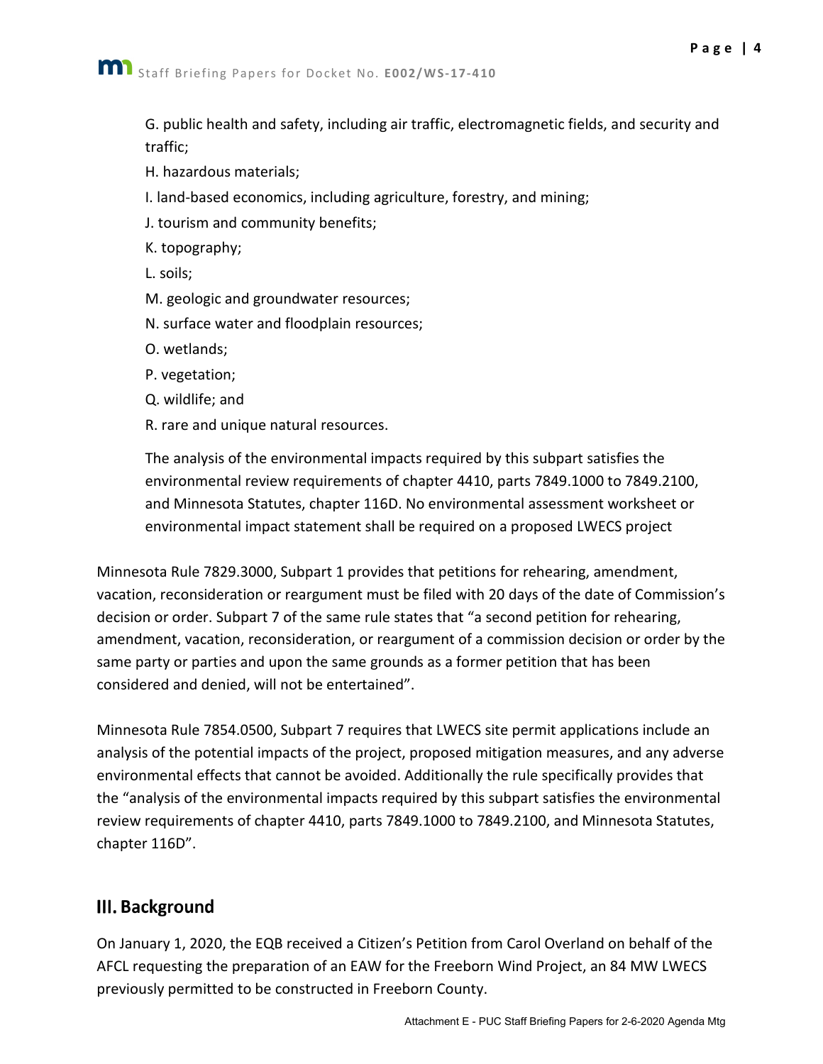G. public health and safety, including air traffic, electromagnetic fields, and security and traffic;

H. hazardous materials;

I. land-based economics, including agriculture, forestry, and mining;

J. tourism and community benefits;

K. topography;

L. soils;

M. geologic and groundwater resources;

N. surface water and floodplain resources;

O. wetlands;

P. vegetation;

Q. wildlife; and

R. rare and unique natural resources.

The analysis of the environmental impacts required by this subpart satisfies the environmental review requirements of chapter 4410, parts 7849.1000 to 7849.2100, and Minnesota Statutes, chapter 116D. No environmental assessment worksheet or environmental impact statement shall be required on a proposed LWECS project

Minnesota Rule 7829.3000, Subpart 1 provides that petitions for rehearing, amendment, vacation, reconsideration or reargument must be filed with 20 days of the date of Commission's decision or order. Subpart 7 of the same rule states that "a second petition for rehearing, amendment, vacation, reconsideration, or reargument of a commission decision or order by the same party or parties and upon the same grounds as a former petition that has been considered and denied, will not be entertained".

Minnesota Rule 7854.0500, Subpart 7 requires that LWECS site permit applications include an analysis of the potential impacts of the project, proposed mitigation measures, and any adverse environmental effects that cannot be avoided. Additionally the rule specifically provides that the "analysis of the environmental impacts required by this subpart satisfies the environmental review requirements of chapter 4410, parts 7849.1000 to 7849.2100, and Minnesota Statutes, chapter 116D".

## III. Background

On January 1, 2020, the EQB received a Citizen's Petition from Carol Overland on behalf of the AFCL requesting the preparation of an EAW for the Freeborn Wind Project, an 84 MW LWECS previously permitted to be constructed in Freeborn County.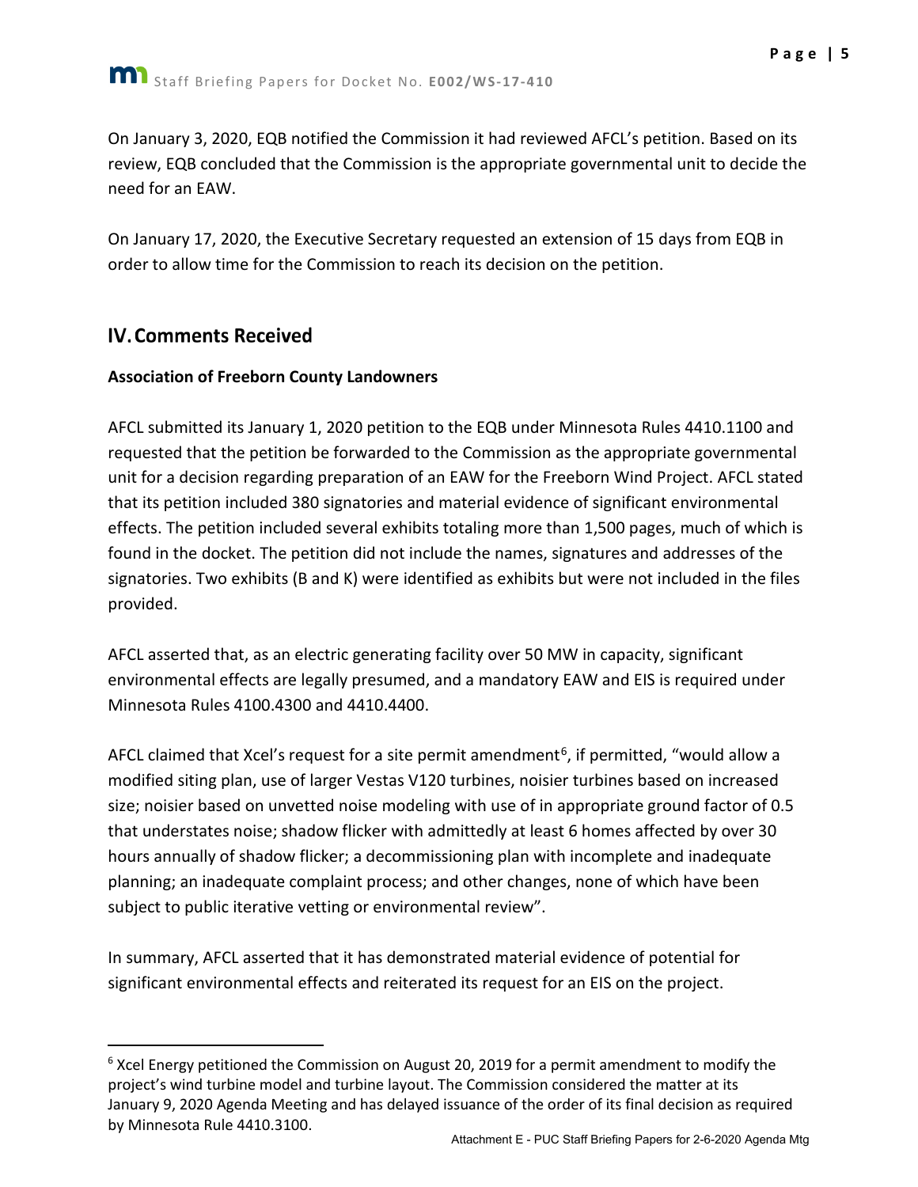On January 3, 2020, EQB notified the Commission it had reviewed AFCL's petition. Based on its review, EQB concluded that the Commission is the appropriate governmental unit to decide the need for an EAW.

On January 17, 2020, the Executive Secretary requested an extension of 15 days from EQB in order to allow time for the Commission to reach its decision on the petition.

## IV. Comments Received

**Association of Freeborn County Landowners**

AFCL submitted its January 1, 2020 petition to the EQB under Minnesota Rules 4410.1100 and requested that the petition be forwarded to the Commission as the appropriate governmental unit for a decision regarding preparation of an EAW for the Freeborn Wind Project. AFCL stated that its petition included 380 signatories and material evidence of significant environmental effects. The petition included several exhibits totaling more than 1,500 pages, much of which is found in the docket. The petition did not include the names, signatures and addresses of the signatories. Two exhibits (B and K) were identified as exhibits but were not included in the files provided.

AFCL asserted that, as an electric generating facility over 50 MW in capacity, significant environmental effects are legally presumed, and a mandatory EAW and EIS is required under Minnesota Rules 4100.4300 and 4410.4400.

AFCL claimed that Xcel's request for a site permit amendment[6], if permitted, "would allow a modified siting plan, use of larger Vestas V120 turbines, noisier turbines based on increased size; noisier based on unvetted noise modeling with use of in appropriate ground factor of 0.5 that understates noise; shadow flicker with admittedly at least 6 homes affected by over 30 hours annually of shadow flicker; a decommissioning plan with incomplete and inadequate planning; an inadequate complaint process; and other changes, none of which have been subject to public iterative vetting or environmental review".

In summary, AFCL asserted that it has demonstrated material evidence of potential for significant environmental effects and reiterated its request for an EIS on the project.

---

[6] Xcel Energy petitioned the Commission on August 20, 2019 for a permit amendment to modify the project's wind turbine model and turbine layout. The Commission considered the matter at its January 9, 2020 Agenda Meeting and has delayed issuance of the order of its final decision as required by Minnesota Rule 4410.3100.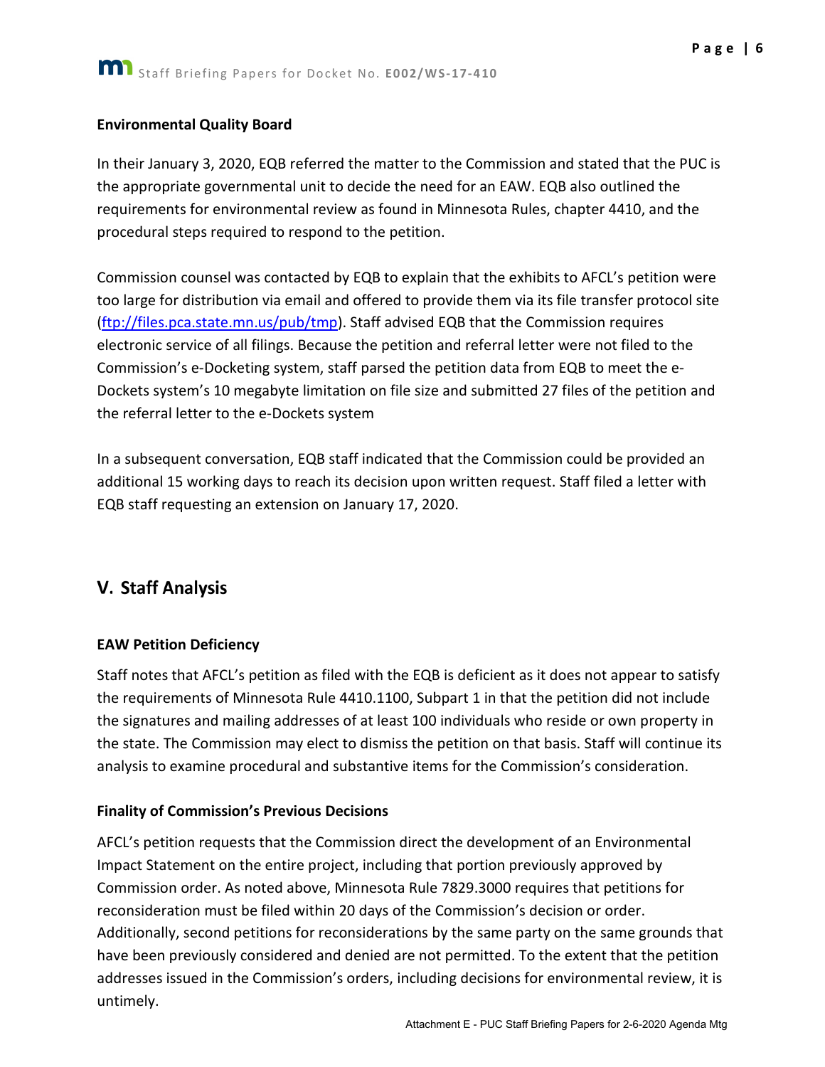**Environmental Quality Board**

In their January 3, 2020, EQB referred the matter to the Commission and stated that the PUC is the appropriate governmental unit to decide the need for an EAW. EQB also outlined the requirements for environmental review as found in Minnesota Rules, chapter 4410, and the procedural steps required to respond to the petition.

Commission counsel was contacted by EQB to explain that the exhibits to AFCL's petition were too large for distribution via email and offered to provide them via its file transfer protocol site (ftp://files.pca.state.mn.us/pub/tmp). Staff advised EQB that the Commission requires electronic service of all filings. Because the petition and referral letter were not filed to the Commission's e-Docketing system, staff parsed the petition data from EQB to meet the e-Dockets system's 10 megabyte limitation on file size and submitted 27 files of the petition and the referral letter to the e-Dockets system

In a subsequent conversation, EQB staff indicated that the Commission could be provided an additional 15 working days to reach its decision upon written request. Staff filed a letter with EQB staff requesting an extension on January 17, 2020.

## V. Staff Analysis

**EAW Petition Deficiency**

Staff notes that AFCL's petition as filed with the EQB is deficient as it does not appear to satisfy the requirements of Minnesota Rule 4410.1100, Subpart 1 in that the petition did not include the signatures and mailing addresses of at least 100 individuals who reside or own property in the state. The Commission may elect to dismiss the petition on that basis. Staff will continue its analysis to examine procedural and substantive items for the Commission's consideration.

**Finality of Commission's Previous Decisions**

AFCL's petition requests that the Commission direct the development of an Environmental Impact Statement on the entire project, including that portion previously approved by Commission order. As noted above, Minnesota Rule 7829.3000 requires that petitions for reconsideration must be filed within 20 days of the Commission's decision or order. Additionally, second petitions for reconsiderations by the same party on the same grounds that have been previously considered and denied are not permitted. To the extent that the petition addresses issued in the Commission's orders, including decisions for environmental review, it is untimely.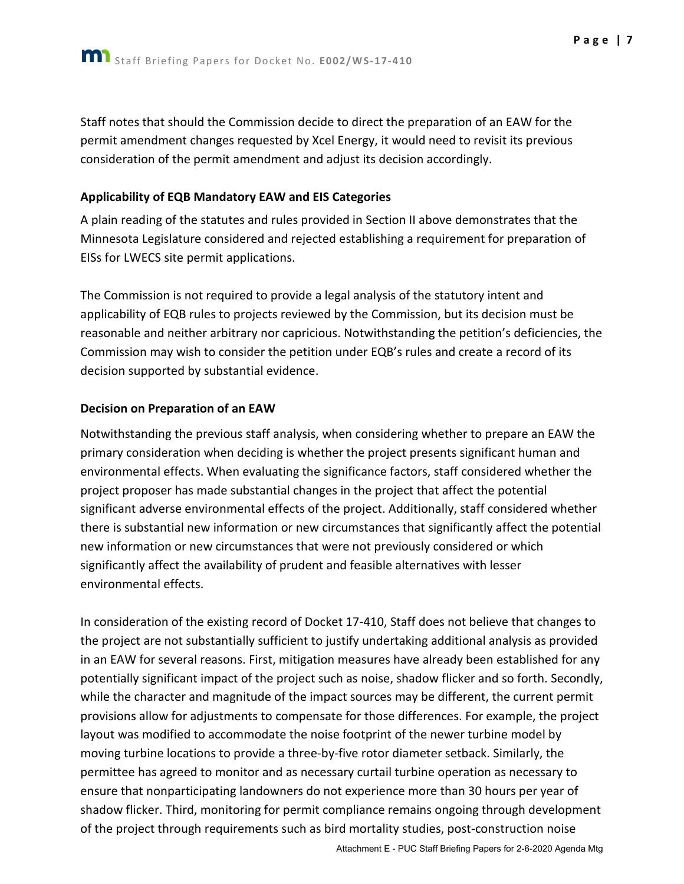Staff notes that should the Commission decide to direct the preparation of an EAW for the permit amendment changes requested by Xcel Energy, it would need to revisit its previous consideration of the permit amendment and adjust its decision accordingly.

**Applicability of EQB Mandatory EAW and EIS Categories**

A plain reading of the statutes and rules provided in Section II above demonstrates that the Minnesota Legislature considered and rejected establishing a requirement for preparation of EISs for LWECS site permit applications.

The Commission is not required to provide a legal analysis of the statutory intent and applicability of EQB rules to projects reviewed by the Commission, but its decision must be reasonable and neither arbitrary nor capricious. Notwithstanding the petition's deficiencies, the Commission may wish to consider the petition under EQB's rules and create a record of its decision supported by substantial evidence.

**Decision on Preparation of an EAW**

Notwithstanding the previous staff analysis, when considering whether to prepare an EAW the primary consideration when deciding is whether the project presents significant human and environmental effects. When evaluating the significance factors, staff considered whether the project proposer has made substantial changes in the project that affect the potential significant adverse environmental effects of the project. Additionally, staff considered whether there is substantial new information or new circumstances that significantly affect the potential new information or new circumstances that were not previously considered or which significantly affect the availability of prudent and feasible alternatives with lesser environmental effects.

In consideration of the existing record of Docket 17-410, Staff does not believe that changes to the project are not substantially sufficient to justify undertaking additional analysis as provided in an EAW for several reasons. First, mitigation measures have already been established for any potentially significant impact of the project such as noise, shadow flicker and so forth. Secondly, while the character and magnitude of the impact sources may be different, the current permit provisions allow for adjustments to compensate for those differences. For example, the project layout was modified to accommodate the noise footprint of the newer turbine model by moving turbine locations to provide a three-by-five rotor diameter setback. Similarly, the permittee has agreed to monitor and as necessary curtail turbine operation as necessary to ensure that nonparticipating landowners do not experience more than 30 hours per year of shadow flicker. Third, monitoring for permit compliance remains ongoing through development of the project through requirements such as bird mortality studies, post-construction noise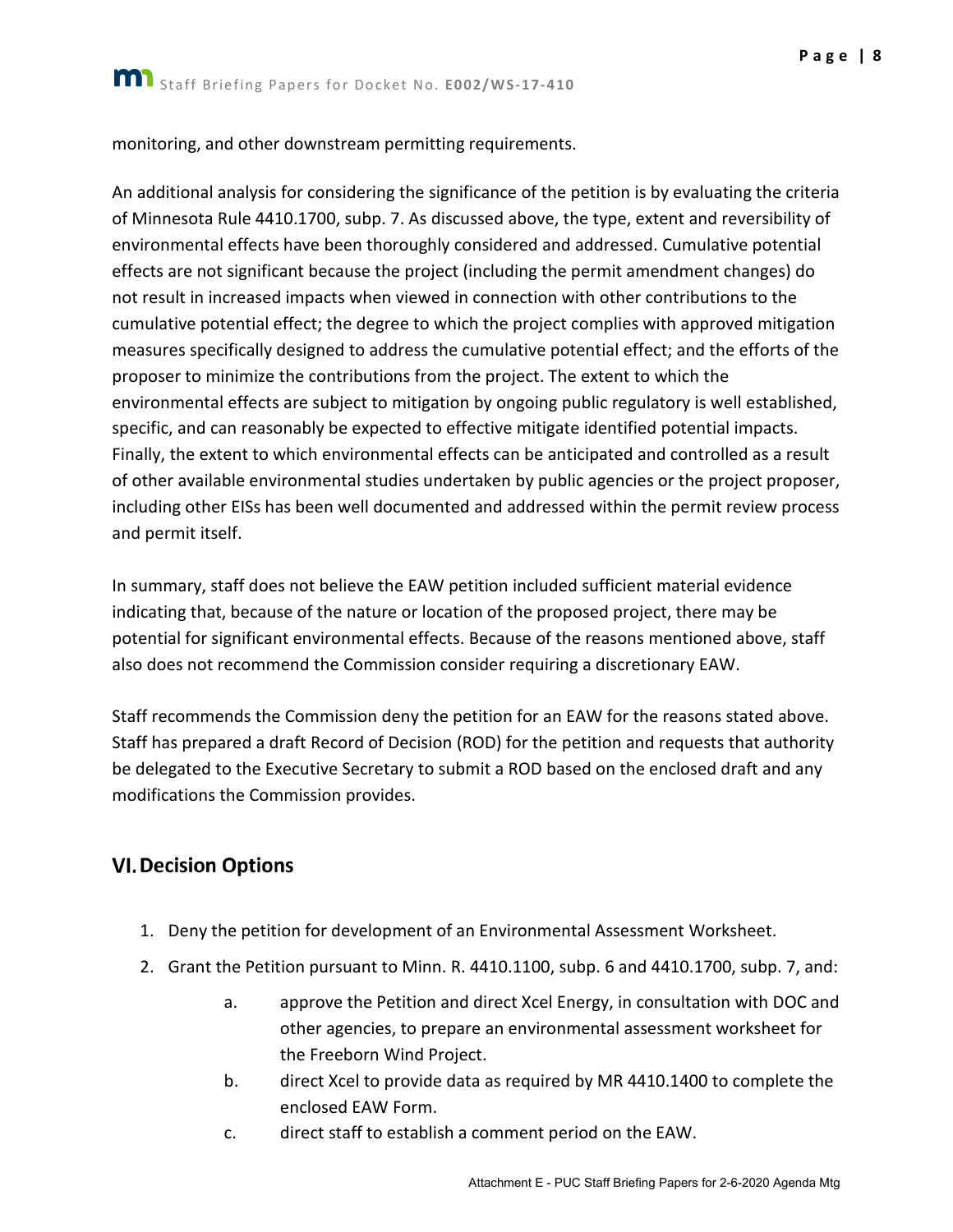monitoring, and other downstream permitting requirements.

An additional analysis for considering the significance of the petition is by evaluating the criteria of Minnesota Rule 4410.1700, subp. 7. As discussed above, the type, extent and reversibility of environmental effects have been thoroughly considered and addressed. Cumulative potential effects are not significant because the project (including the permit amendment changes) do not result in increased impacts when viewed in connection with other contributions to the cumulative potential effect; the degree to which the project complies with approved mitigation measures specifically designed to address the cumulative potential effect; and the efforts of the proposer to minimize the contributions from the project. The extent to which the environmental effects are subject to mitigation by ongoing public regulatory is well established, specific, and can reasonably be expected to effective mitigate identified potential impacts. Finally, the extent to which environmental effects can be anticipated and controlled as a result of other available environmental studies undertaken by public agencies or the project proposer, including other EISs has been well documented and addressed within the permit review process and permit itself.

In summary, staff does not believe the EAW petition included sufficient material evidence indicating that, because of the nature or location of the proposed project, there may be potential for significant environmental effects. Because of the reasons mentioned above, staff also does not recommend the Commission consider requiring a discretionary EAW.

Staff recommends the Commission deny the petition for an EAW for the reasons stated above. Staff has prepared a draft Record of Decision (ROD) for the petition and requests that authority be delegated to the Executive Secretary to submit a ROD based on the enclosed draft and any modifications the Commission provides.

## VI. Decision Options

1. Deny the petition for development of an Environmental Assessment Worksheet.
2. Grant the Petition pursuant to Minn. R. 4410.1100, subp. 6 and 4410.1700, subp. 7, and:
    a. approve the Petition and direct Xcel Energy, in consultation with DOC and other agencies, to prepare an environmental assessment worksheet for the Freeborn Wind Project.
    b. direct Xcel to provide data as required by MR 4410.1400 to complete the enclosed EAW Form.
    c. direct staff to establish a comment period on the EAW.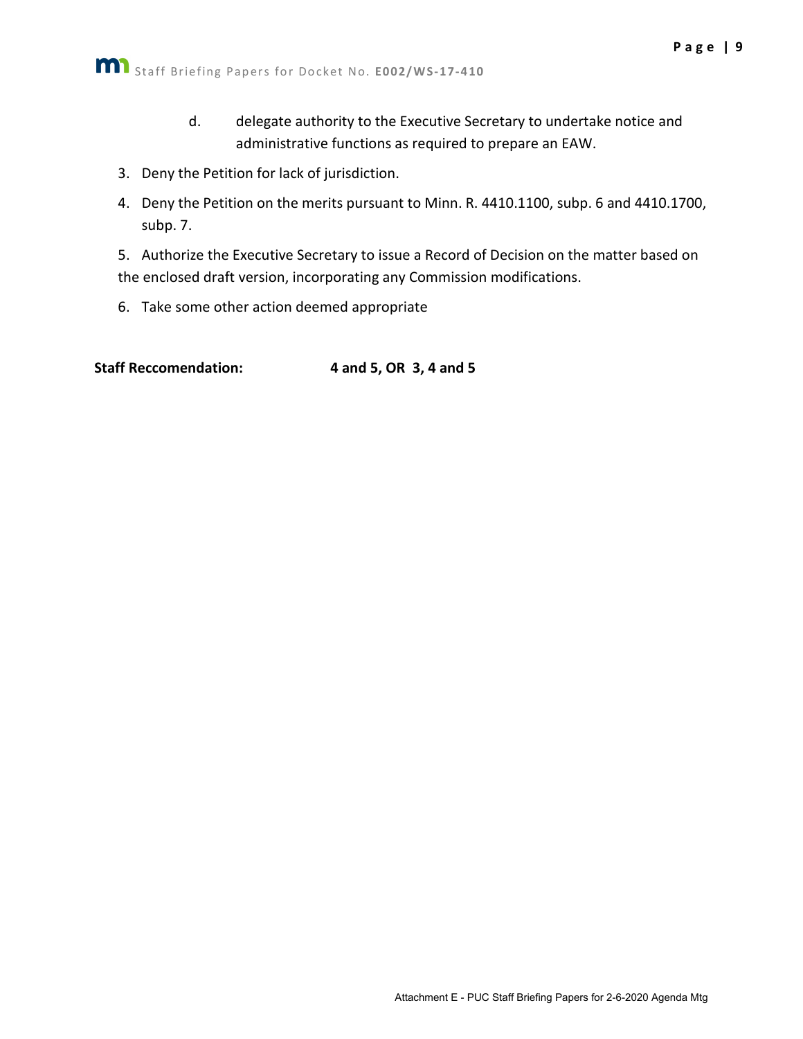d. delegate authority to the Executive Secretary to undertake notice and administrative functions as required to prepare an EAW.

3. Deny the Petition for lack of jurisdiction.
4. Deny the Petition on the merits pursuant to Minn. R. 4410.1100, subp. 6 and 4410.1700, subp. 7.
5. Authorize the Executive Secretary to issue a Record of Decision on the matter based on the enclosed draft version, incorporating any Commission modifications.
6. Take some other action deemed appropriate

**Staff Reccomendation:** **4 and 5, OR 3, 4 and 5**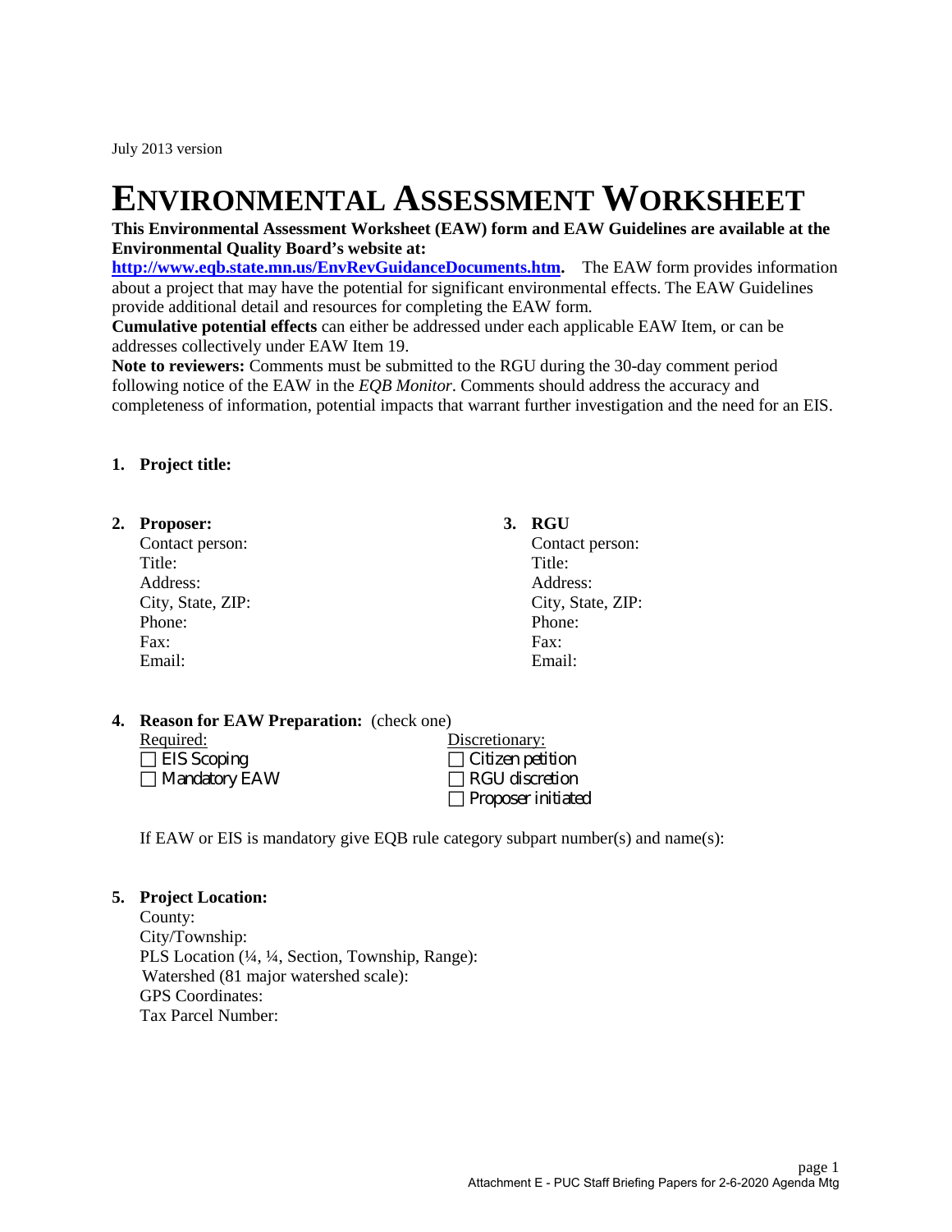July 2013 version

# ENVIRONMENTAL ASSESSMENT WORKSHEET

**This Environmental Assessment Worksheet (EAW) form and EAW Guidelines are available at the Environmental Quality Board's website at:**
**http://www.eqb.state.mn.us/EnvRevGuidanceDocuments.htm.** The EAW form provides information about a project that may have the potential for significant environmental effects. The EAW Guidelines provide additional detail and resources for completing the EAW form.
**Cumulative potential effects** can either be addressed under each applicable EAW Item, or can be addresses collectively under EAW Item 19.
**Note to reviewers:** Comments must be submitted to the RGU during the 30-day comment period following notice of the EAW in the *EQB Monitor*. Comments should address the accuracy and completeness of information, potential impacts that warrant further investigation and the need for an EIS.

**1. Project title:**

**2. Proposer:**
Contact person:
Title:
Address:
City, State, ZIP:
Phone:
Fax:
Email:

**3. RGU**
Contact person:
Title:
Address:
City, State, ZIP:
Phone:
Fax:
Email:

**4. Reason for EAW Preparation:** (check one)

Required:
☐ EIS Scoping
☐ Mandatory EAW

Discretionary:
☐ Citizen petition
☐ RGU discretion
☐ Proposer initiated

If EAW or EIS is mandatory give EQB rule category subpart number(s) and name(s):

**5. Project Location:**
County:
City/Township:
PLS Location (¼, ¼, Section, Township, Range):
Watershed (81 major watershed scale):
GPS Coordinates:
Tax Parcel Number:

Attachment E - PUC Staff Briefing Papers for 2-6-2020 Agenda Mtg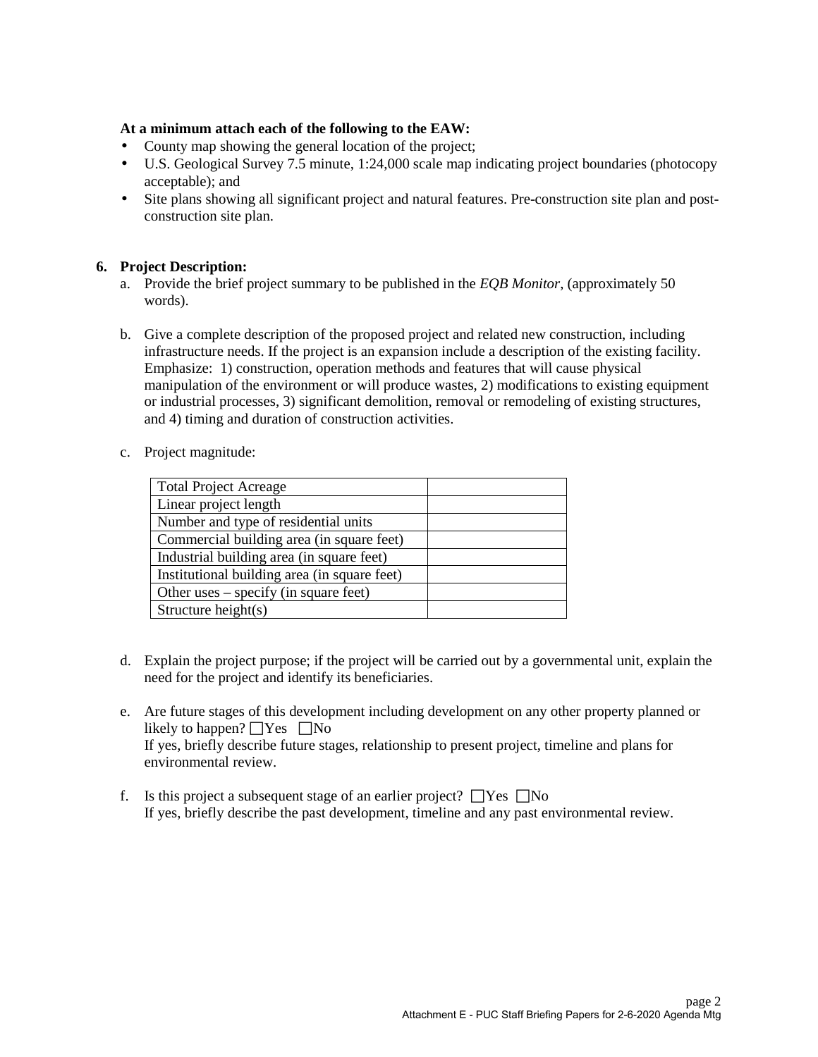**At a minimum attach each of the following to the EAW:**

- County map showing the general location of the project;
- U.S. Geological Survey 7.5 minute, 1:24,000 scale map indicating project boundaries (photocopy acceptable); and
- Site plans showing all significant project and natural features. Pre-construction site plan and post-construction site plan.

**6. Project Description:**

a. Provide the brief project summary to be published in the *EQB Monitor*, (approximately 50 words).

b. Give a complete description of the proposed project and related new construction, including infrastructure needs. If the project is an expansion include a description of the existing facility. Emphasize: 1) construction, operation methods and features that will cause physical manipulation of the environment or will produce wastes, 2) modifications to existing equipment or industrial processes, 3) significant demolition, removal or remodeling of existing structures, and 4) timing and duration of construction activities.

c. Project magnitude:

| | |
|---|---|
| Total Project Acreage | |
| Linear project length | |
| Number and type of residential units | |
| Commercial building area (in square feet) | |
| Industrial building area (in square feet) | |
| Institutional building area (in square feet) | |
| Other uses – specify (in square feet) | |
| Structure height(s) | |

d. Explain the project purpose; if the project will be carried out by a governmental unit, explain the need for the project and identify its beneficiaries.

e. Are future stages of this development including development on any other property planned or likely to happen? ☐Yes ☐No
If yes, briefly describe future stages, relationship to present project, timeline and plans for environmental review.

f. Is this project a subsequent stage of an earlier project? ☐Yes ☐No
If yes, briefly describe the past development, timeline and any past environmental review.

Attachment E - PUC Staff Briefing Papers for 2-6-2020 Agenda Mtg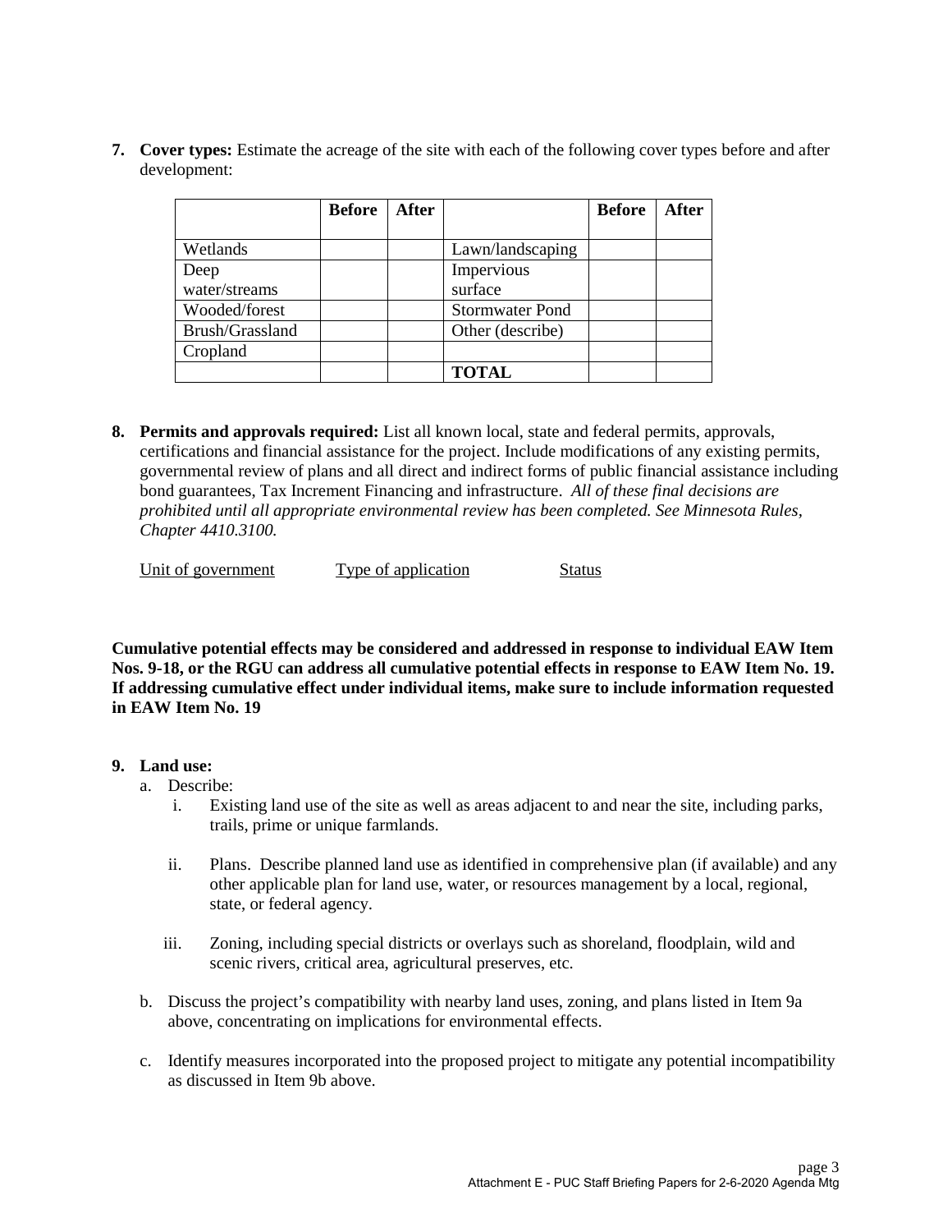**7. Cover types:** Estimate the acreage of the site with each of the following cover types before and after development:

| | Before | After | | Before | After |
|---|---|---|---|---|---|
| Wetlands | | | Lawn/landscaping | | |
| Deep water/streams | | | Impervious surface | | |
| Wooded/forest | | | Stormwater Pond | | |
| Brush/Grassland | | | Other (describe) | | |
| Cropland | | | | | |
| | | | **TOTAL** | | |

**8. Permits and approvals required:** List all known local, state and federal permits, approvals, certifications and financial assistance for the project. Include modifications of any existing permits, governmental review of plans and all direct and indirect forms of public financial assistance including bond guarantees, Tax Increment Financing and infrastructure. *All of these final decisions are prohibited until all appropriate environmental review has been completed. See Minnesota Rules, Chapter 4410.3100.*

| Unit of government | Type of application | Status |
|---|---|---|

**Cumulative potential effects may be considered and addressed in response to individual EAW Item Nos. 9-18, or the RGU can address all cumulative potential effects in response to EAW Item No. 19. If addressing cumulative effect under individual items, make sure to include information requested in EAW Item No. 19**

**9. Land use:**

a. Describe:

i. Existing land use of the site as well as areas adjacent to and near the site, including parks, trails, prime or unique farmlands.

ii. Plans. Describe planned land use as identified in comprehensive plan (if available) and any other applicable plan for land use, water, or resources management by a local, regional, state, or federal agency.

iii. Zoning, including special districts or overlays such as shoreland, floodplain, wild and scenic rivers, critical area, agricultural preserves, etc.

b. Discuss the project's compatibility with nearby land uses, zoning, and plans listed in Item 9a above, concentrating on implications for environmental effects.

c. Identify measures incorporated into the proposed project to mitigate any potential incompatibility as discussed in Item 9b above.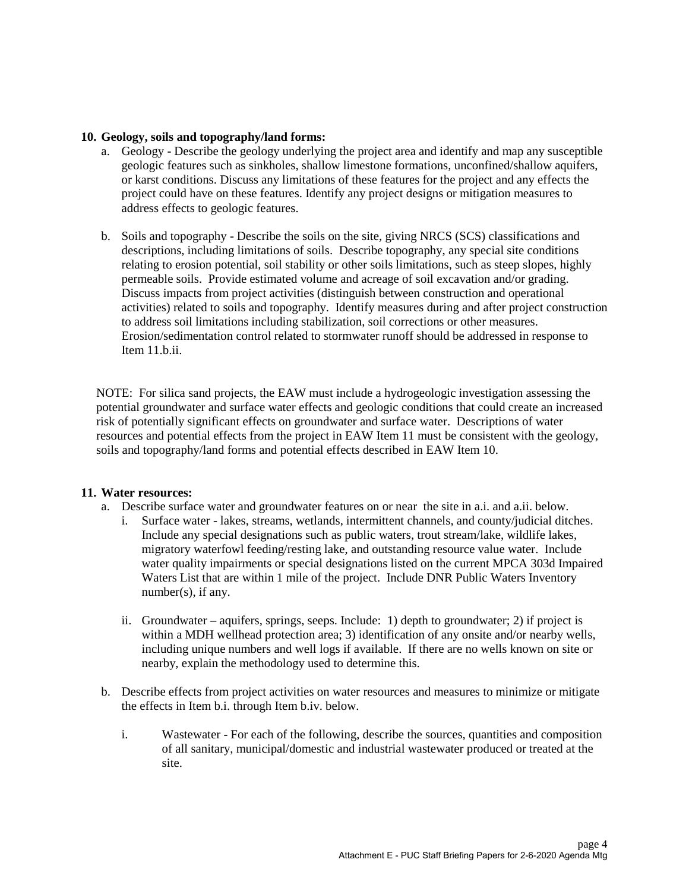**10. Geology, soils and topography/land forms:**

a. Geology - Describe the geology underlying the project area and identify and map any susceptible geologic features such as sinkholes, shallow limestone formations, unconfined/shallow aquifers, or karst conditions. Discuss any limitations of these features for the project and any effects the project could have on these features. Identify any project designs or mitigation measures to address effects to geologic features.

b. Soils and topography - Describe the soils on the site, giving NRCS (SCS) classifications and descriptions, including limitations of soils. Describe topography, any special site conditions relating to erosion potential, soil stability or other soils limitations, such as steep slopes, highly permeable soils. Provide estimated volume and acreage of soil excavation and/or grading. Discuss impacts from project activities (distinguish between construction and operational activities) related to soils and topography. Identify measures during and after project construction to address soil limitations including stabilization, soil corrections or other measures. Erosion/sedimentation control related to stormwater runoff should be addressed in response to Item 11.b.ii.

NOTE: For silica sand projects, the EAW must include a hydrogeologic investigation assessing the potential groundwater and surface water effects and geologic conditions that could create an increased risk of potentially significant effects on groundwater and surface water. Descriptions of water resources and potential effects from the project in EAW Item 11 must be consistent with the geology, soils and topography/land forms and potential effects described in EAW Item 10.

**11. Water resources:**

a. Describe surface water and groundwater features on or near the site in a.i. and a.ii. below.

   i. Surface water - lakes, streams, wetlands, intermittent channels, and county/judicial ditches. Include any special designations such as public waters, trout stream/lake, wildlife lakes, migratory waterfowl feeding/resting lake, and outstanding resource value water. Include water quality impairments or special designations listed on the current MPCA 303d Impaired Waters List that are within 1 mile of the project. Include DNR Public Waters Inventory number(s), if any.

   ii. Groundwater – aquifers, springs, seeps. Include: 1) depth to groundwater; 2) if project is within a MDH wellhead protection area; 3) identification of any onsite and/or nearby wells, including unique numbers and well logs if available. If there are no wells known on site or nearby, explain the methodology used to determine this.

b. Describe effects from project activities on water resources and measures to minimize or mitigate the effects in Item b.i. through Item b.iv. below.

   i. Wastewater - For each of the following, describe the sources, quantities and composition of all sanitary, municipal/domestic and industrial wastewater produced or treated at the site.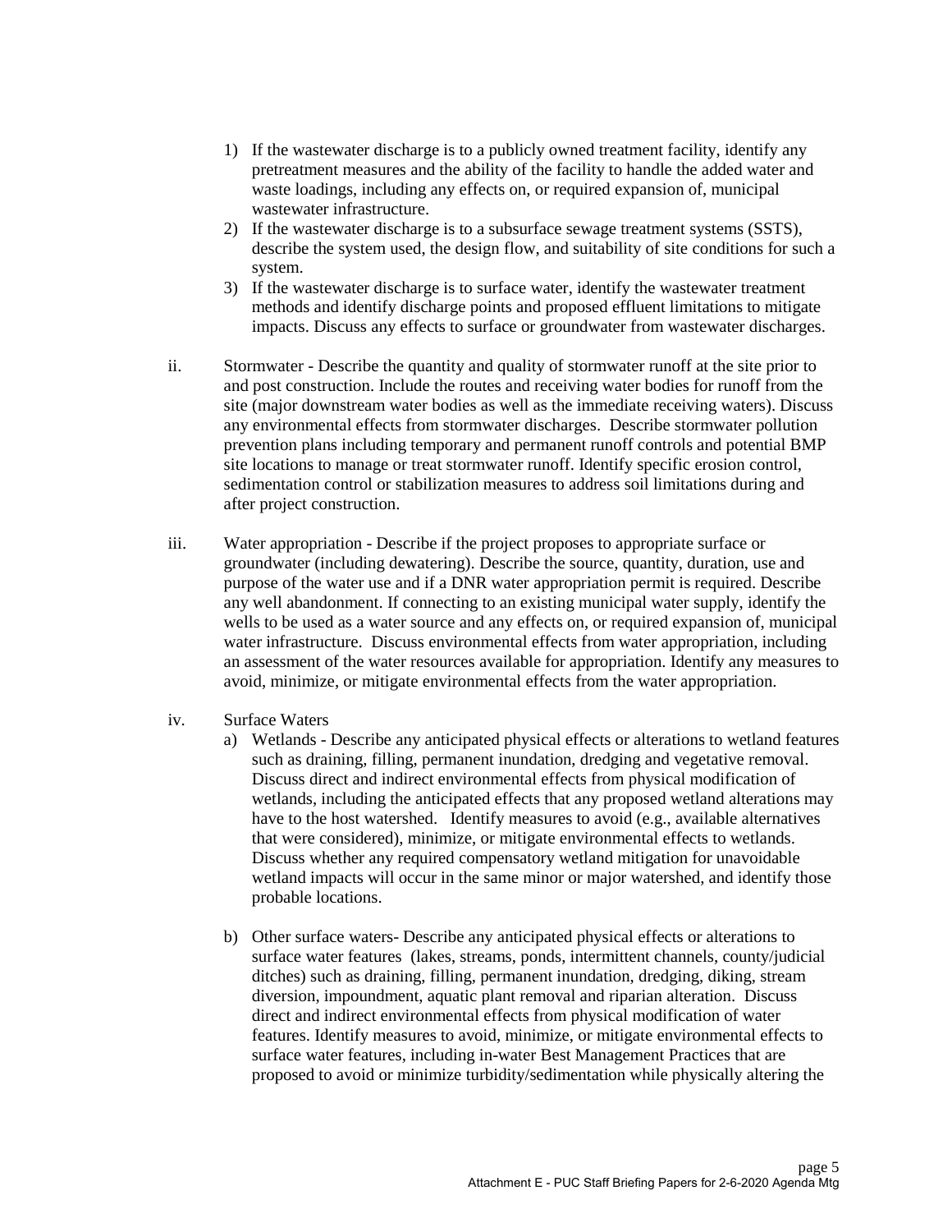1) If the wastewater discharge is to a publicly owned treatment facility, identify any pretreatment measures and the ability of the facility to handle the added water and waste loadings, including any effects on, or required expansion of, municipal wastewater infrastructure.
2) If the wastewater discharge is to a subsurface sewage treatment systems (SSTS), describe the system used, the design flow, and suitability of site conditions for such a system.
3) If the wastewater discharge is to surface water, identify the wastewater treatment methods and identify discharge points and proposed effluent limitations to mitigate impacts. Discuss any effects to surface or groundwater from wastewater discharges.

ii. Stormwater - Describe the quantity and quality of stormwater runoff at the site prior to and post construction. Include the routes and receiving water bodies for runoff from the site (major downstream water bodies as well as the immediate receiving waters). Discuss any environmental effects from stormwater discharges. Describe stormwater pollution prevention plans including temporary and permanent runoff controls and potential BMP site locations to manage or treat stormwater runoff. Identify specific erosion control, sedimentation control or stabilization measures to address soil limitations during and after project construction.

iii. Water appropriation - Describe if the project proposes to appropriate surface or groundwater (including dewatering). Describe the source, quantity, duration, use and purpose of the water use and if a DNR water appropriation permit is required. Describe any well abandonment. If connecting to an existing municipal water supply, identify the wells to be used as a water source and any effects on, or required expansion of, municipal water infrastructure. Discuss environmental effects from water appropriation, including an assessment of the water resources available for appropriation. Identify any measures to avoid, minimize, or mitigate environmental effects from the water appropriation.

iv. Surface Waters

a) Wetlands - Describe any anticipated physical effects or alterations to wetland features such as draining, filling, permanent inundation, dredging and vegetative removal. Discuss direct and indirect environmental effects from physical modification of wetlands, including the anticipated effects that any proposed wetland alterations may have to the host watershed. Identify measures to avoid (e.g., available alternatives that were considered), minimize, or mitigate environmental effects to wetlands. Discuss whether any required compensatory wetland mitigation for unavoidable wetland impacts will occur in the same minor or major watershed, and identify those probable locations.

b) Other surface waters- Describe any anticipated physical effects or alterations to surface water features (lakes, streams, ponds, intermittent channels, county/judicial ditches) such as draining, filling, permanent inundation, dredging, diking, stream diversion, impoundment, aquatic plant removal and riparian alteration. Discuss direct and indirect environmental effects from physical modification of water features. Identify measures to avoid, minimize, or mitigate environmental effects to surface water features, including in-water Best Management Practices that are proposed to avoid or minimize turbidity/sedimentation while physically altering the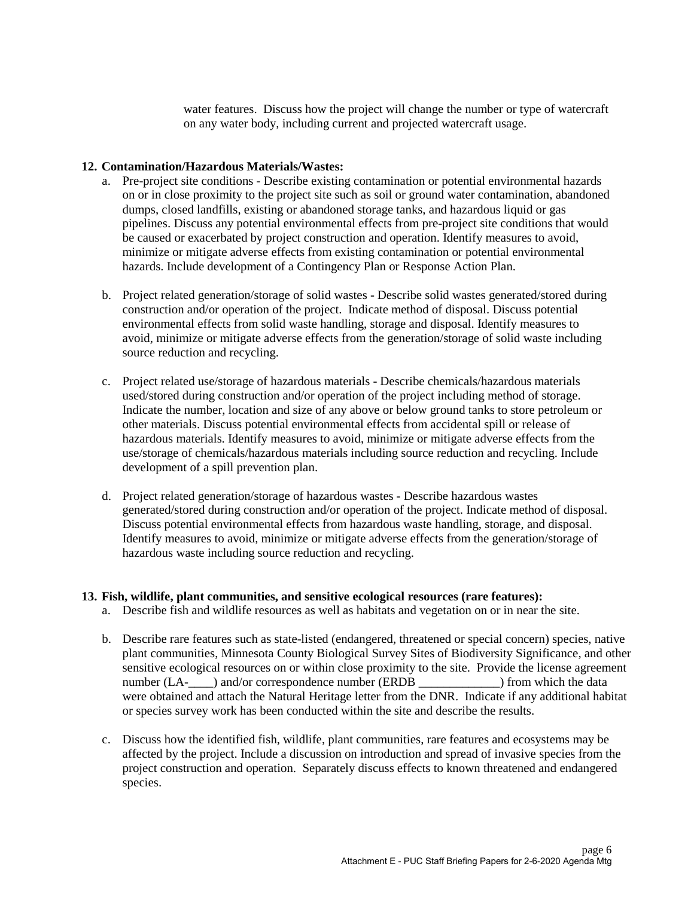water features. Discuss how the project will change the number or type of watercraft on any water body, including current and projected watercraft usage.

**12. Contamination/Hazardous Materials/Wastes:**

a. Pre-project site conditions - Describe existing contamination or potential environmental hazards on or in close proximity to the project site such as soil or ground water contamination, abandoned dumps, closed landfills, existing or abandoned storage tanks, and hazardous liquid or gas pipelines. Discuss any potential environmental effects from pre-project site conditions that would be caused or exacerbated by project construction and operation. Identify measures to avoid, minimize or mitigate adverse effects from existing contamination or potential environmental hazards. Include development of a Contingency Plan or Response Action Plan.

b. Project related generation/storage of solid wastes - Describe solid wastes generated/stored during construction and/or operation of the project. Indicate method of disposal. Discuss potential environmental effects from solid waste handling, storage and disposal. Identify measures to avoid, minimize or mitigate adverse effects from the generation/storage of solid waste including source reduction and recycling.

c. Project related use/storage of hazardous materials - Describe chemicals/hazardous materials used/stored during construction and/or operation of the project including method of storage. Indicate the number, location and size of any above or below ground tanks to store petroleum or other materials. Discuss potential environmental effects from accidental spill or release of hazardous materials. Identify measures to avoid, minimize or mitigate adverse effects from the use/storage of chemicals/hazardous materials including source reduction and recycling. Include development of a spill prevention plan.

d. Project related generation/storage of hazardous wastes - Describe hazardous wastes generated/stored during construction and/or operation of the project. Indicate method of disposal. Discuss potential environmental effects from hazardous waste handling, storage, and disposal. Identify measures to avoid, minimize or mitigate adverse effects from the generation/storage of hazardous waste including source reduction and recycling.

**13. Fish, wildlife, plant communities, and sensitive ecological resources (rare features):**

a. Describe fish and wildlife resources as well as habitats and vegetation on or in near the site.

b. Describe rare features such as state-listed (endangered, threatened or special concern) species, native plant communities, Minnesota County Biological Survey Sites of Biodiversity Significance, and other sensitive ecological resources on or within close proximity to the site. Provide the license agreement number (LA-____) and/or correspondence number (ERDB _____________) from which the data were obtained and attach the Natural Heritage letter from the DNR. Indicate if any additional habitat or species survey work has been conducted within the site and describe the results.

c. Discuss how the identified fish, wildlife, plant communities, rare features and ecosystems may be affected by the project. Include a discussion on introduction and spread of invasive species from the project construction and operation. Separately discuss effects to known threatened and endangered species.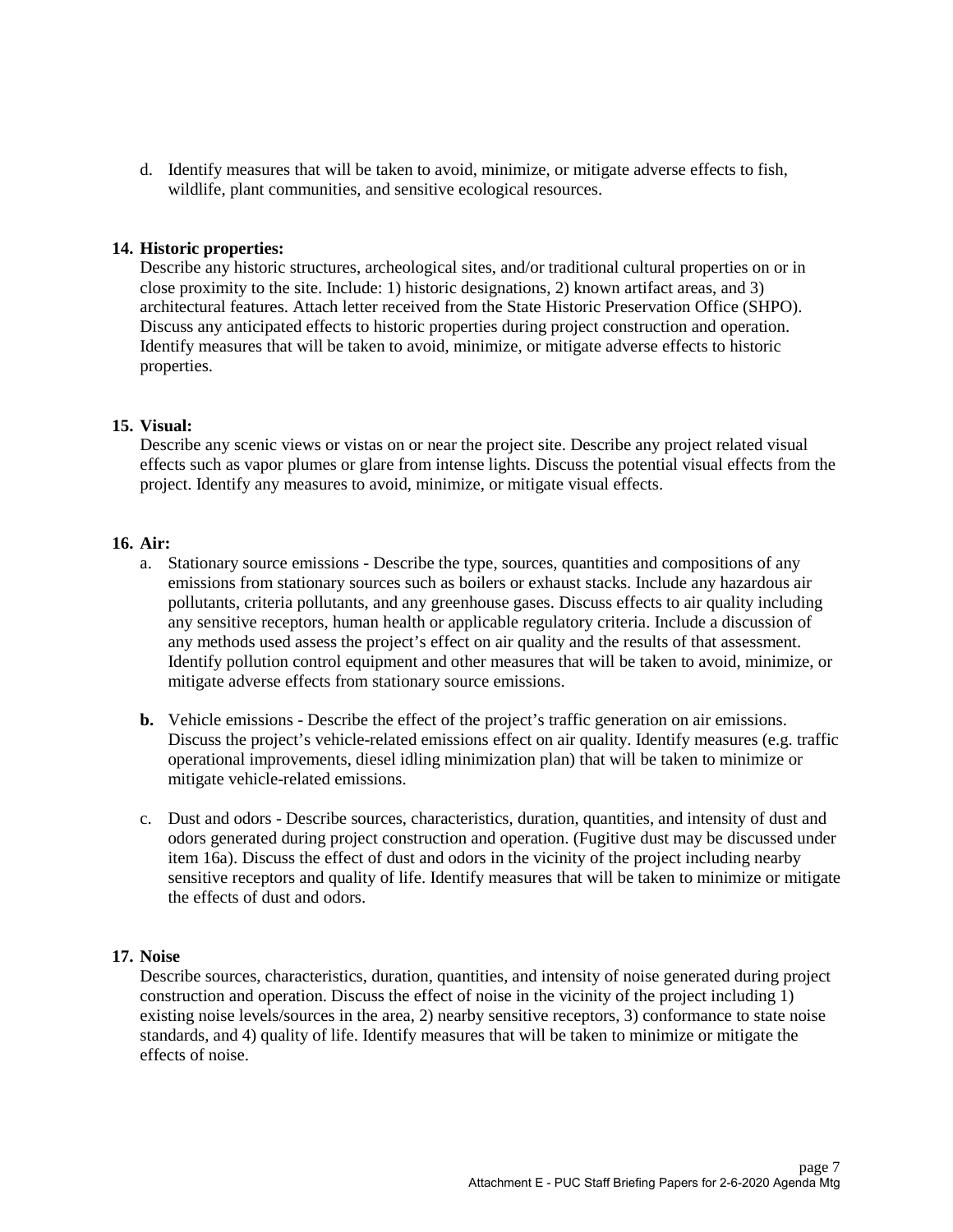d. Identify measures that will be taken to avoid, minimize, or mitigate adverse effects to fish, wildlife, plant communities, and sensitive ecological resources.

**14. Historic properties:**

Describe any historic structures, archeological sites, and/or traditional cultural properties on or in close proximity to the site. Include: 1) historic designations, 2) known artifact areas, and 3) architectural features. Attach letter received from the State Historic Preservation Office (SHPO). Discuss any anticipated effects to historic properties during project construction and operation. Identify measures that will be taken to avoid, minimize, or mitigate adverse effects to historic properties.

**15. Visual:**

Describe any scenic views or vistas on or near the project site. Describe any project related visual effects such as vapor plumes or glare from intense lights. Discuss the potential visual effects from the project. Identify any measures to avoid, minimize, or mitigate visual effects.

**16. Air:**

a. Stationary source emissions - Describe the type, sources, quantities and compositions of any emissions from stationary sources such as boilers or exhaust stacks. Include any hazardous air pollutants, criteria pollutants, and any greenhouse gases. Discuss effects to air quality including any sensitive receptors, human health or applicable regulatory criteria. Include a discussion of any methods used assess the project's effect on air quality and the results of that assessment. Identify pollution control equipment and other measures that will be taken to avoid, minimize, or mitigate adverse effects from stationary source emissions.

**b.** Vehicle emissions - Describe the effect of the project's traffic generation on air emissions. Discuss the project's vehicle-related emissions effect on air quality. Identify measures (e.g. traffic operational improvements, diesel idling minimization plan) that will be taken to minimize or mitigate vehicle-related emissions.

c. Dust and odors - Describe sources, characteristics, duration, quantities, and intensity of dust and odors generated during project construction and operation. (Fugitive dust may be discussed under item 16a). Discuss the effect of dust and odors in the vicinity of the project including nearby sensitive receptors and quality of life. Identify measures that will be taken to minimize or mitigate the effects of dust and odors.

**17. Noise**

Describe sources, characteristics, duration, quantities, and intensity of noise generated during project construction and operation. Discuss the effect of noise in the vicinity of the project including 1) existing noise levels/sources in the area, 2) nearby sensitive receptors, 3) conformance to state noise standards, and 4) quality of life. Identify measures that will be taken to minimize or mitigate the effects of noise.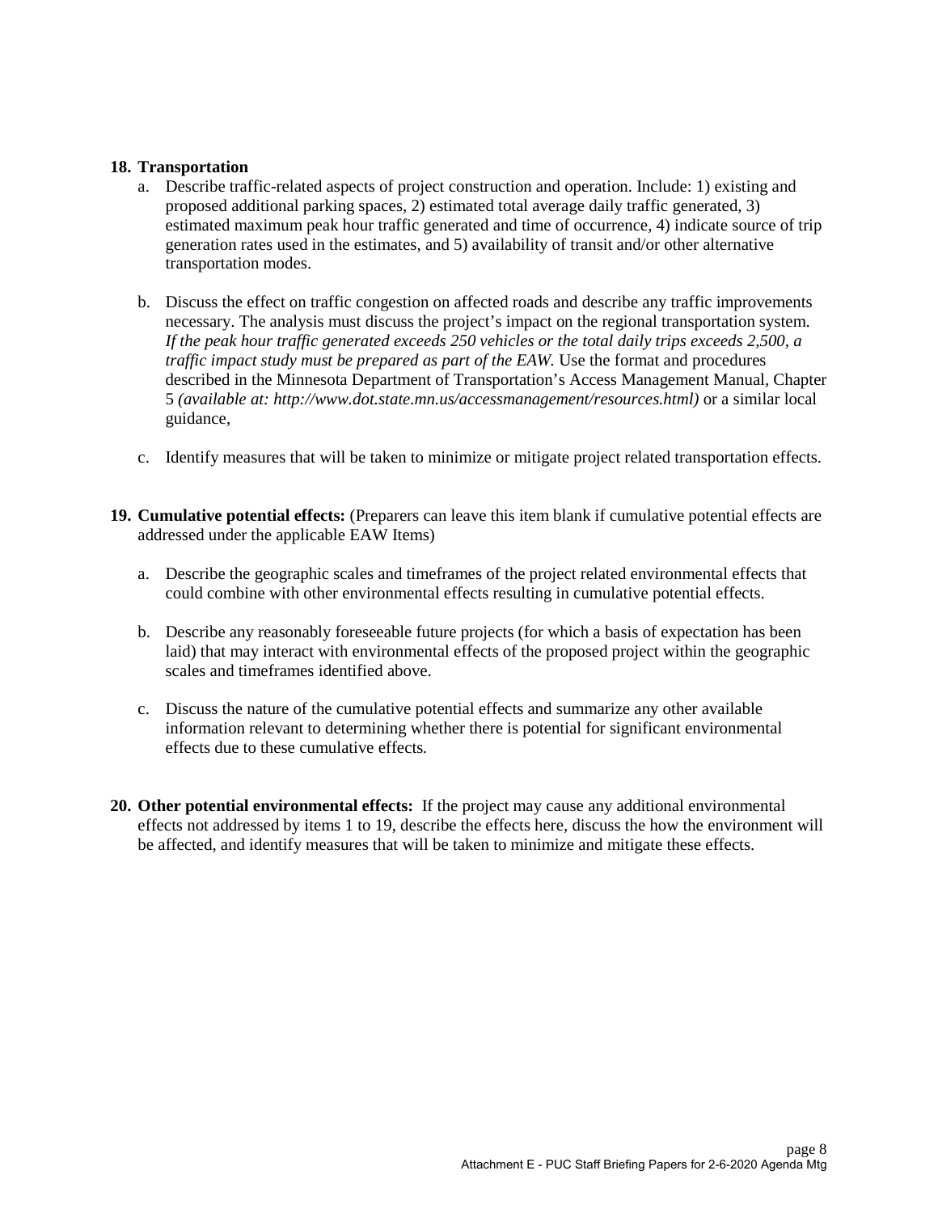**18. Transportation**

a. Describe traffic-related aspects of project construction and operation. Include: 1) existing and proposed additional parking spaces, 2) estimated total average daily traffic generated, 3) estimated maximum peak hour traffic generated and time of occurrence, 4) indicate source of trip generation rates used in the estimates, and 5) availability of transit and/or other alternative transportation modes.

b. Discuss the effect on traffic congestion on affected roads and describe any traffic improvements necessary. The analysis must discuss the project's impact on the regional transportation system. *If the peak hour traffic generated exceeds 250 vehicles or the total daily trips exceeds 2,500, a traffic impact study must be prepared as part of the EAW.* Use the format and procedures described in the Minnesota Department of Transportation's Access Management Manual, Chapter 5 *(available at: http://www.dot.state.mn.us/accessmanagement/resources.html)* or a similar local guidance,

c. Identify measures that will be taken to minimize or mitigate project related transportation effects.

**19. Cumulative potential effects:** (Preparers can leave this item blank if cumulative potential effects are addressed under the applicable EAW Items)

a. Describe the geographic scales and timeframes of the project related environmental effects that could combine with other environmental effects resulting in cumulative potential effects.

b. Describe any reasonably foreseeable future projects (for which a basis of expectation has been laid) that may interact with environmental effects of the proposed project within the geographic scales and timeframes identified above.

c. Discuss the nature of the cumulative potential effects and summarize any other available information relevant to determining whether there is potential for significant environmental effects due to these cumulative effects.

**20. Other potential environmental effects:** If the project may cause any additional environmental effects not addressed by items 1 to 19, describe the effects here, discuss the how the environment will be affected, and identify measures that will be taken to minimize and mitigate these effects.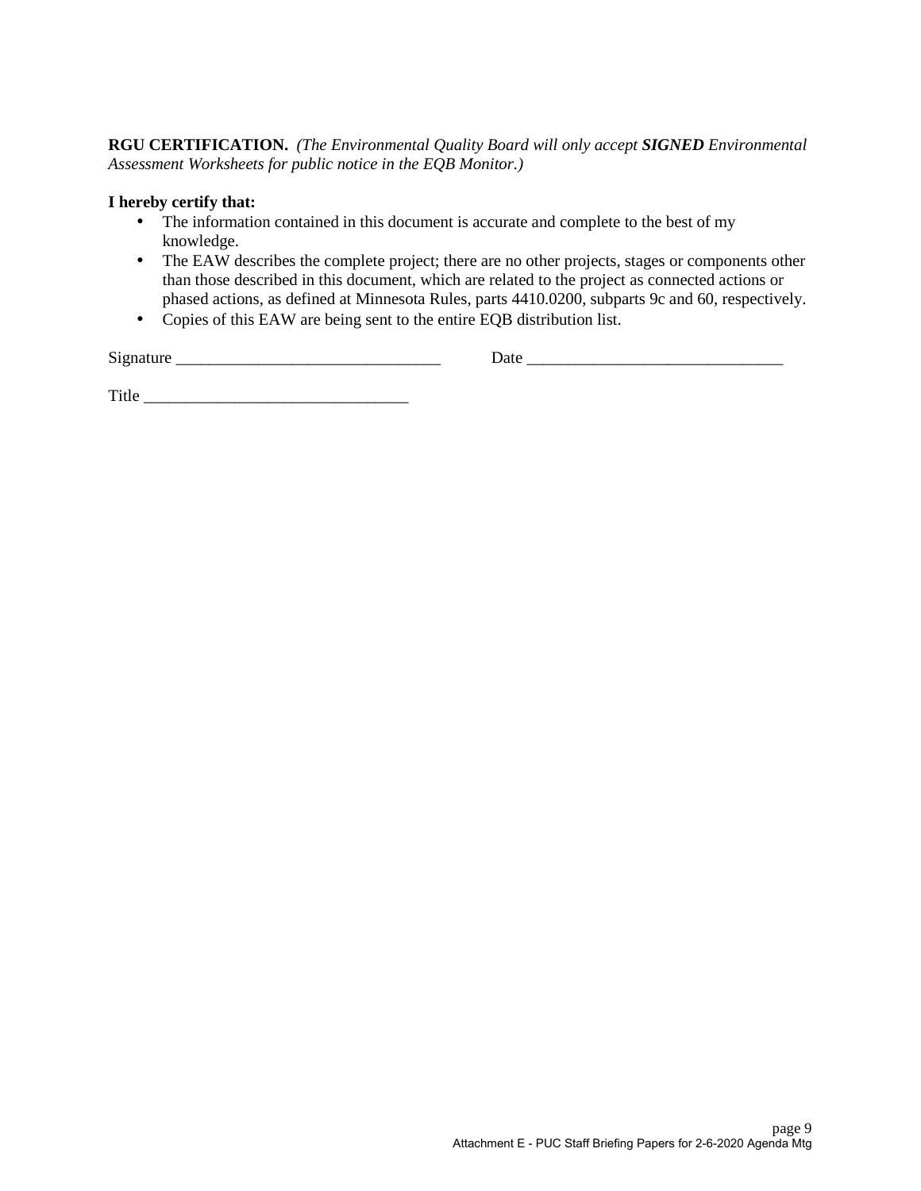**RGU CERTIFICATION.** *(The Environmental Quality Board will only accept* ***SIGNED*** *Environmental Assessment Worksheets for public notice in the EQB Monitor.)*

**I hereby certify that:**

- The information contained in this document is accurate and complete to the best of my knowledge.
- The EAW describes the complete project; there are no other projects, stages or components other than those described in this document, which are related to the project as connected actions or phased actions, as defined at Minnesota Rules, parts 4410.0200, subparts 9c and 60, respectively.
- Copies of this EAW are being sent to the entire EQB distribution list.

Signature ________________________________ Date _______________________________

Title ________________________________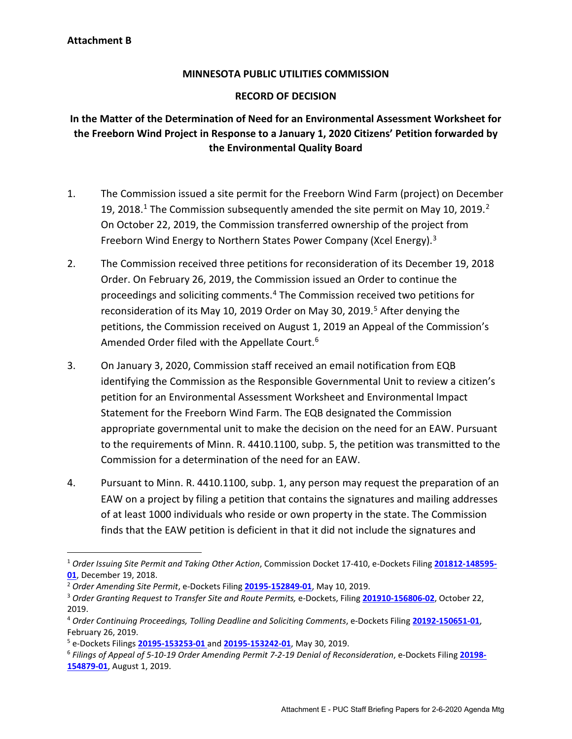**Attachment B**

**MINNESOTA PUBLIC UTILITIES COMMISSION**

**RECORD OF DECISION**

**In the Matter of the Determination of Need for an Environmental Assessment Worksheet for the Freeborn Wind Project in Response to a January 1, 2020 Citizens' Petition forwarded by the Environmental Quality Board**

1. The Commission issued a site permit for the Freeborn Wind Farm (project) on December 19, 2018.[1] The Commission subsequently amended the site permit on May 10, 2019.[2] On October 22, 2019, the Commission transferred ownership of the project from Freeborn Wind Energy to Northern States Power Company (Xcel Energy).[3]

2. The Commission received three petitions for reconsideration of its December 19, 2018 Order. On February 26, 2019, the Commission issued an Order to continue the proceedings and soliciting comments.[4] The Commission received two petitions for reconsideration of its May 10, 2019 Order on May 30, 2019.[5] After denying the petitions, the Commission received on August 1, 2019 an Appeal of the Commission's Amended Order filed with the Appellate Court.[6]

3. On January 3, 2020, Commission staff received an email notification from EQB identifying the Commission as the Responsible Governmental Unit to review a citizen's petition for an Environmental Assessment Worksheet and Environmental Impact Statement for the Freeborn Wind Farm. The EQB designated the Commission appropriate governmental unit to make the decision on the need for an EAW. Pursuant to the requirements of Minn. R. 4410.1100, subp. 5, the petition was transmitted to the Commission for a determination of the need for an EAW.

4. Pursuant to Minn. R. 4410.1100, subp. 1, any person may request the preparation of an EAW on a project by filing a petition that contains the signatures and mailing addresses of at least 1000 individuals who reside or own property in the state. The Commission finds that the EAW petition is deficient in that it did not include the signatures and

---

[1] *Order Issuing Site Permit and Taking Other Action*, Commission Docket 17-410, e-Dockets Filing **201812-148595-01**, December 19, 2018.

[2] *Order Amending Site Permit*, e-Dockets Filing **20195-152849-01**, May 10, 2019.

[3] *Order Granting Request to Transfer Site and Route Permits,* e-Dockets, Filing **201910-156806-02**, October 22, 2019.

[4] *Order Continuing Proceedings, Tolling Deadline and Soliciting Comments*, e-Dockets Filing **20192-150651-01**, February 26, 2019.

[5] e-Dockets Filings **20195-153253-01** and **20195-153242-01**, May 30, 2019.

[6] *Filings of Appeal of 5-10-19 Order Amending Permit 7-2-19 Denial of Reconsideration*, e-Dockets Filing **20198-154879-01**, August 1, 2019.

Attachment E - PUC Staff Briefing Papers for 2-6-2020 Agenda Mtg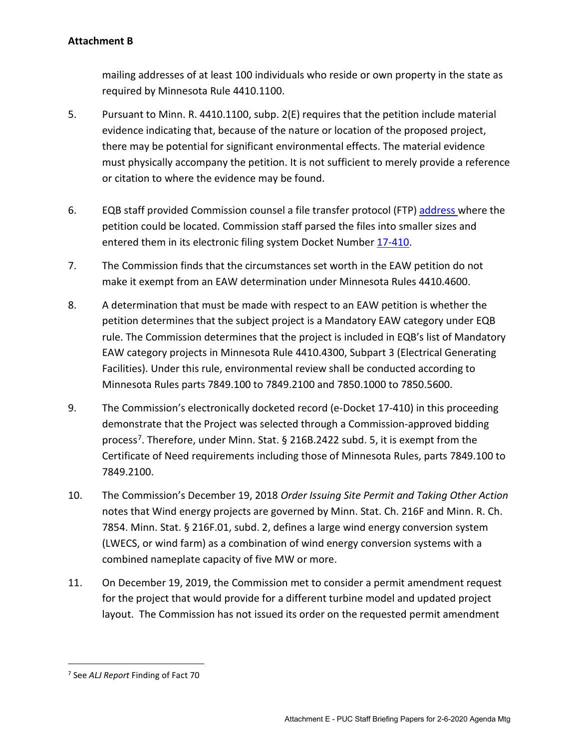**Attachment B**

mailing addresses of at least 100 individuals who reside or own property in the state as required by Minnesota Rule 4410.1100.

5. Pursuant to Minn. R. 4410.1100, subp. 2(E) requires that the petition include material evidence indicating that, because of the nature or location of the proposed project, there may be potential for significant environmental effects. The material evidence must physically accompany the petition. It is not sufficient to merely provide a reference or citation to where the evidence may be found.

6. EQB staff provided Commission counsel a file transfer protocol (FTP) address where the petition could be located. Commission staff parsed the files into smaller sizes and entered them in its electronic filing system Docket Number 17-410.

7. The Commission finds that the circumstances set worth in the EAW petition do not make it exempt from an EAW determination under Minnesota Rules 4410.4600.

8. A determination that must be made with respect to an EAW petition is whether the petition determines that the subject project is a Mandatory EAW category under EQB rule. The Commission determines that the project is included in EQB's list of Mandatory EAW category projects in Minnesota Rule 4410.4300, Subpart 3 (Electrical Generating Facilities). Under this rule, environmental review shall be conducted according to Minnesota Rules parts 7849.100 to 7849.2100 and 7850.1000 to 7850.5600.

9. The Commission's electronically docketed record (e-Docket 17-410) in this proceeding demonstrate that the Project was selected through a Commission-approved bidding process[7]. Therefore, under Minn. Stat. § 216B.2422 subd. 5, it is exempt from the Certificate of Need requirements including those of Minnesota Rules, parts 7849.100 to 7849.2100.

10. The Commission's December 19, 2018 *Order Issuing Site Permit and Taking Other Action* notes that Wind energy projects are governed by Minn. Stat. Ch. 216F and Minn. R. Ch. 7854. Minn. Stat. § 216F.01, subd. 2, defines a large wind energy conversion system (LWECS, or wind farm) as a combination of wind energy conversion systems with a combined nameplate capacity of five MW or more.

11. On December 19, 2019, the Commission met to consider a permit amendment request for the project that would provide for a different turbine model and updated project layout. The Commission has not issued its order on the requested permit amendment

[7] See *ALJ Report* Finding of Fact 70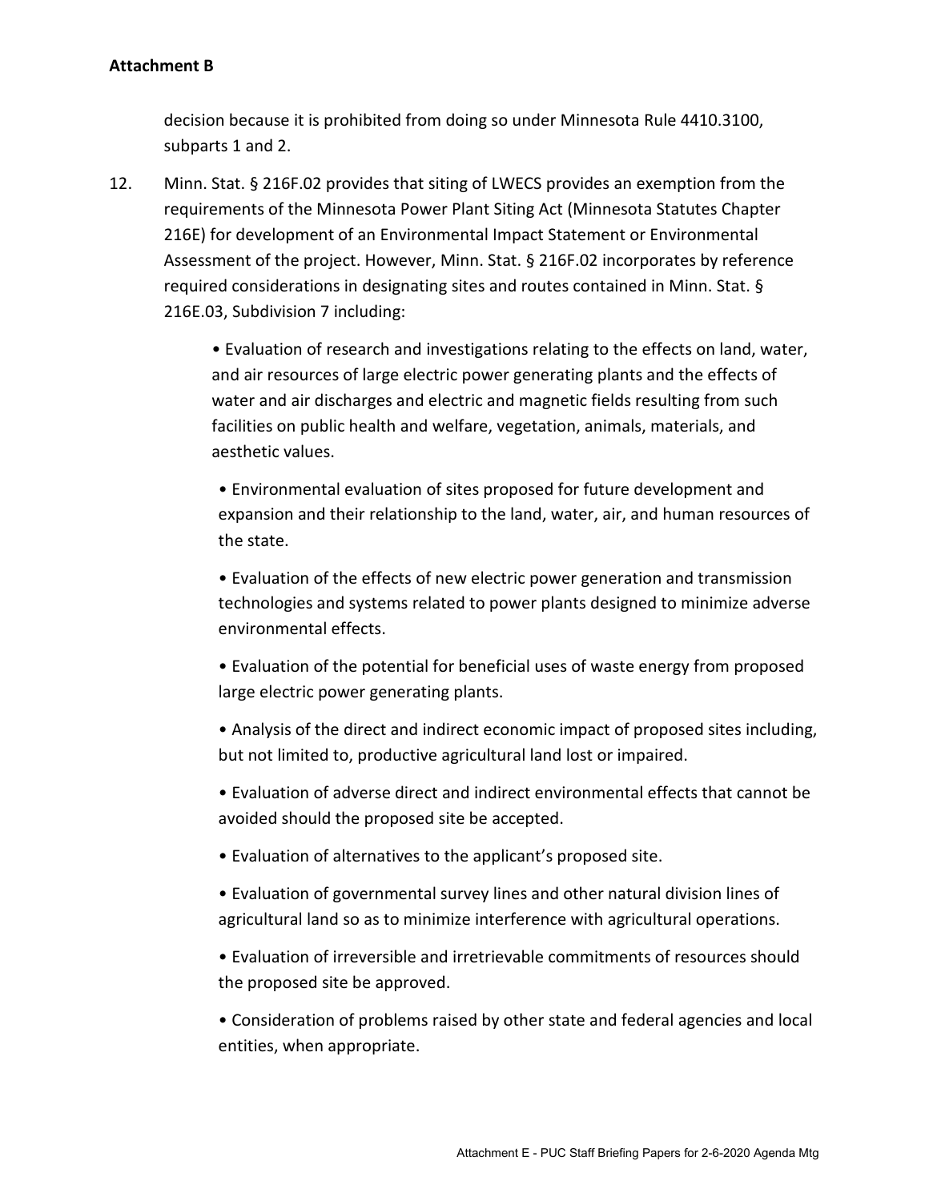**Attachment B**

decision because it is prohibited from doing so under Minnesota Rule 4410.3100, subparts 1 and 2.

12. Minn. Stat. § 216F.02 provides that siting of LWECS provides an exemption from the requirements of the Minnesota Power Plant Siting Act (Minnesota Statutes Chapter 216E) for development of an Environmental Impact Statement or Environmental Assessment of the project. However, Minn. Stat. § 216F.02 incorporates by reference required considerations in designating sites and routes contained in Minn. Stat. § 216E.03, Subdivision 7 including:

    - Evaluation of research and investigations relating to the effects on land, water, and air resources of large electric power generating plants and the effects of water and air discharges and electric and magnetic fields resulting from such facilities on public health and welfare, vegetation, animals, materials, and aesthetic values.
    - Environmental evaluation of sites proposed for future development and expansion and their relationship to the land, water, air, and human resources of the state.
    - Evaluation of the effects of new electric power generation and transmission technologies and systems related to power plants designed to minimize adverse environmental effects.
    - Evaluation of the potential for beneficial uses of waste energy from proposed large electric power generating plants.
    - Analysis of the direct and indirect economic impact of proposed sites including, but not limited to, productive agricultural land lost or impaired.
    - Evaluation of adverse direct and indirect environmental effects that cannot be avoided should the proposed site be accepted.
    - Evaluation of alternatives to the applicant's proposed site.
    - Evaluation of governmental survey lines and other natural division lines of agricultural land so as to minimize interference with agricultural operations.
    - Evaluation of irreversible and irretrievable commitments of resources should the proposed site be approved.
    - Consideration of problems raised by other state and federal agencies and local entities, when appropriate.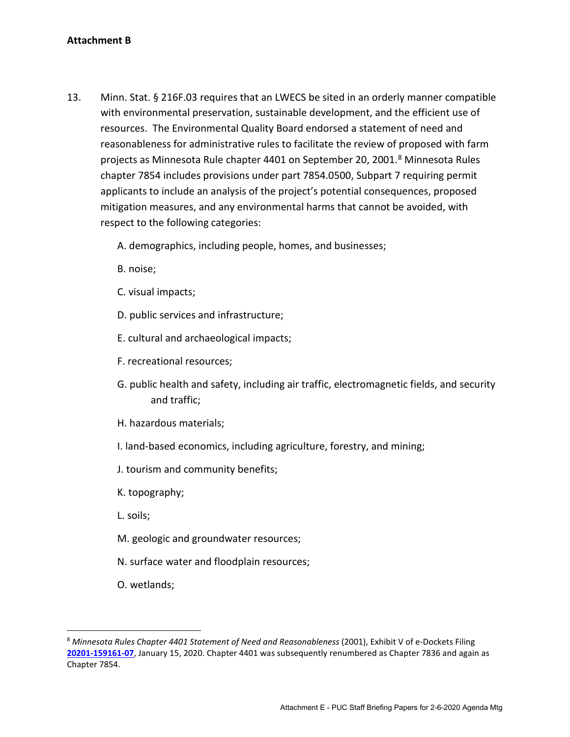**Attachment B**

13. Minn. Stat. § 216F.03 requires that an LWECS be sited in an orderly manner compatible with environmental preservation, sustainable development, and the efficient use of resources. The Environmental Quality Board endorsed a statement of need and reasonableness for administrative rules to facilitate the review of proposed with farm projects as Minnesota Rule chapter 4401 on September 20, 2001.[8] Minnesota Rules chapter 7854 includes provisions under part 7854.0500, Subpart 7 requiring permit applicants to include an analysis of the project's potential consequences, proposed mitigation measures, and any environmental harms that cannot be avoided, with respect to the following categories:

    A. demographics, including people, homes, and businesses;

    B. noise;

    C. visual impacts;

    D. public services and infrastructure;

    E. cultural and archaeological impacts;

    F. recreational resources;

    G. public health and safety, including air traffic, electromagnetic fields, and security and traffic;

    H. hazardous materials;

    I. land-based economics, including agriculture, forestry, and mining;

    J. tourism and community benefits;

    K. topography;

    L. soils;

    M. geologic and groundwater resources;

    N. surface water and floodplain resources;

    O. wetlands;

---

[8] *Minnesota Rules Chapter 4401 Statement of Need and Reasonableness* (2001), Exhibit V of e-Dockets Filing **20201-159161-07**, January 15, 2020. Chapter 4401 was subsequently renumbered as Chapter 7836 and again as Chapter 7854.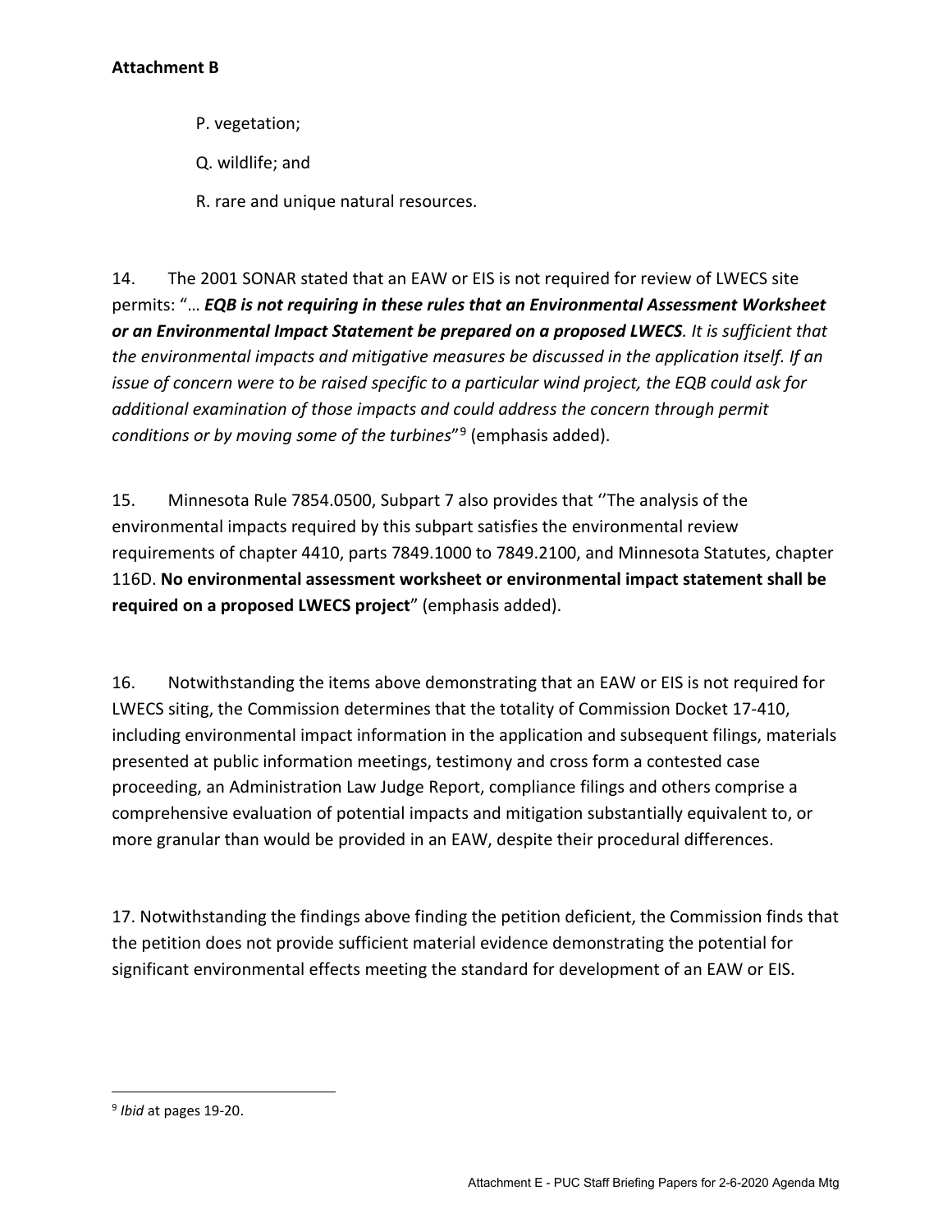**Attachment B**

P. vegetation;

Q. wildlife; and

R. rare and unique natural resources.

14. The 2001 SONAR stated that an EAW or EIS is not required for review of LWECS site permits: "… ***EQB is not requiring in these rules that an Environmental Assessment Worksheet or an Environmental Impact Statement be prepared on a proposed LWECS****. It is sufficient that the environmental impacts and mitigative measures be discussed in the application itself. If an issue of concern were to be raised specific to a particular wind project, the EQB could ask for additional examination of those impacts and could address the concern through permit conditions or by moving some of the turbines*"[9] (emphasis added).

15. Minnesota Rule 7854.0500, Subpart 7 also provides that ''The analysis of the environmental impacts required by this subpart satisfies the environmental review requirements of chapter 4410, parts 7849.1000 to 7849.2100, and Minnesota Statutes, chapter 116D. **No environmental assessment worksheet or environmental impact statement shall be required on a proposed LWECS project**" (emphasis added).

16. Notwithstanding the items above demonstrating that an EAW or EIS is not required for LWECS siting, the Commission determines that the totality of Commission Docket 17-410, including environmental impact information in the application and subsequent filings, materials presented at public information meetings, testimony and cross form a contested case proceeding, an Administration Law Judge Report, compliance filings and others comprise a comprehensive evaluation of potential impacts and mitigation substantially equivalent to, or more granular than would be provided in an EAW, despite their procedural differences.

17. Notwithstanding the findings above finding the petition deficient, the Commission finds that the petition does not provide sufficient material evidence demonstrating the potential for significant environmental effects meeting the standard for development of an EAW or EIS.

---

[9] *Ibid* at pages 19-20.